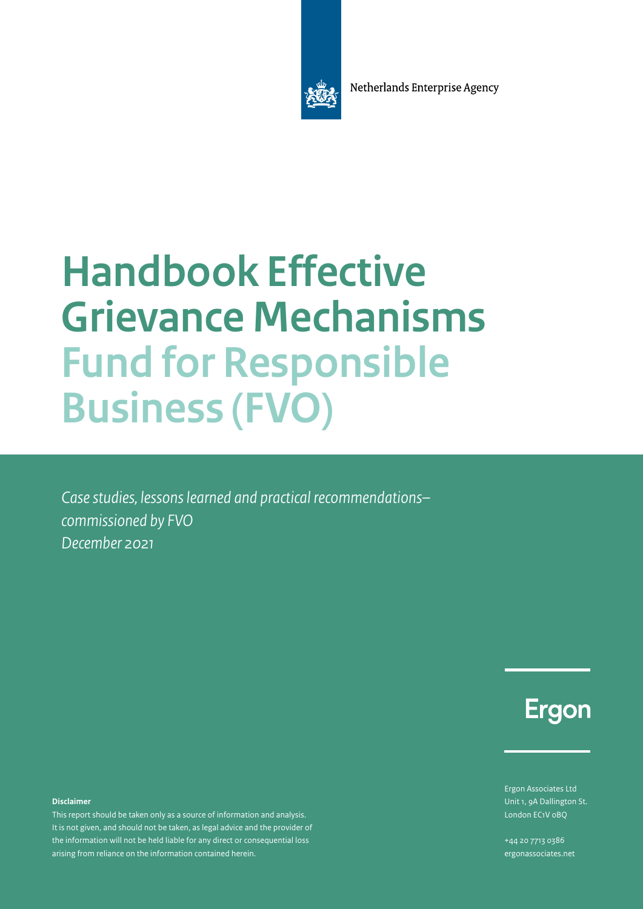Netherlands Enterprise Agency

# Handbook Effective Grievance Mechanisms Fund for Responsible Business (FVO)

*Case studies, lessons learned and practical recommendations– commissioned by FVO*
*December 2021*

Ergon

Ergon Associates Ltd
Unit 1, 9A Dallington St.
London EC1V 0BQ

+44 20 7713 0386
ergonassociates.net

**Disclaimer**

This report should be taken only as a source of information and analysis. It is not given, and should not be taken, as legal advice and the provider of the information will not be held liable for any direct or consequential loss arising from reliance on the information contained herein.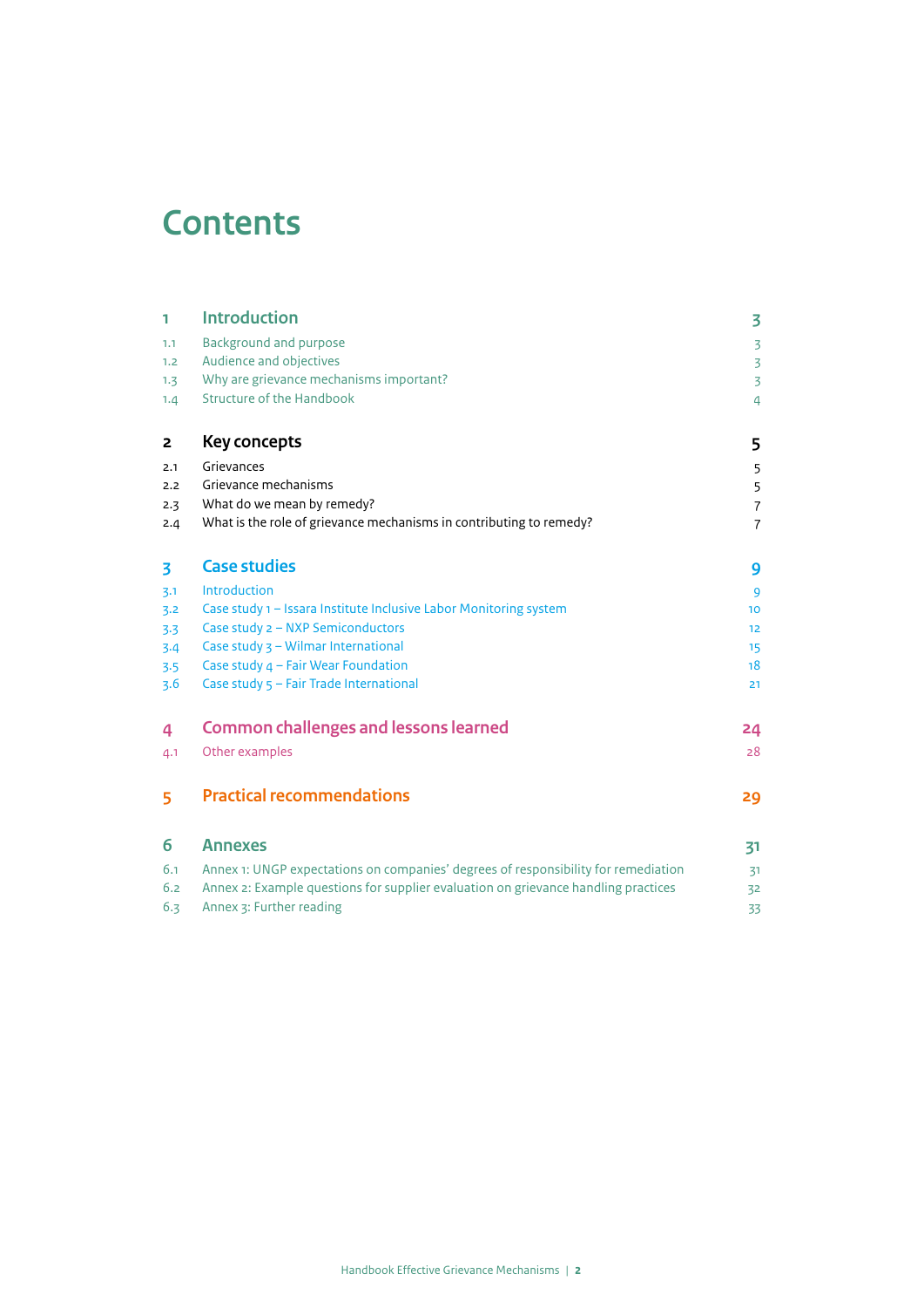# Contents

| | | |
|---|---|---|
| **1** | **Introduction** | **3** |
| 1.1 | Background and purpose | 3 |
| 1.2 | Audience and objectives | 3 |
| 1.3 | Why are grievance mechanisms important? | 3 |
| 1.4 | Structure of the Handbook | 4 |
| **2** | **Key concepts** | **5** |
| 2.1 | Grievances | 5 |
| 2.2 | Grievance mechanisms | 5 |
| 2.3 | What do we mean by remedy? | 7 |
| 2.4 | What is the role of grievance mechanisms in contributing to remedy? | 7 |
| **3** | **Case studies** | **9** |
| 3.1 | Introduction | 9 |
| 3.2 | Case study 1 – Issara Institute Inclusive Labor Monitoring system | 10 |
| 3.3 | Case study 2 – NXP Semiconductors | 12 |
| 3.4 | Case study 3 – Wilmar International | 15 |
| 3.5 | Case study 4 – Fair Wear Foundation | 18 |
| 3.6 | Case study 5 – Fair Trade International | 21 |
| **4** | **Common challenges and lessons learned** | **24** |
| 4.1 | Other examples | 28 |
| **5** | **Practical recommendations** | **29** |
| **6** | **Annexes** | **31** |
| 6.1 | Annex 1: UNGP expectations on companies' degrees of responsibility for remediation | 31 |
| 6.2 | Annex 2: Example questions for supplier evaluation on grievance handling practices | 32 |
| 6.3 | Annex 3: Further reading | 33 |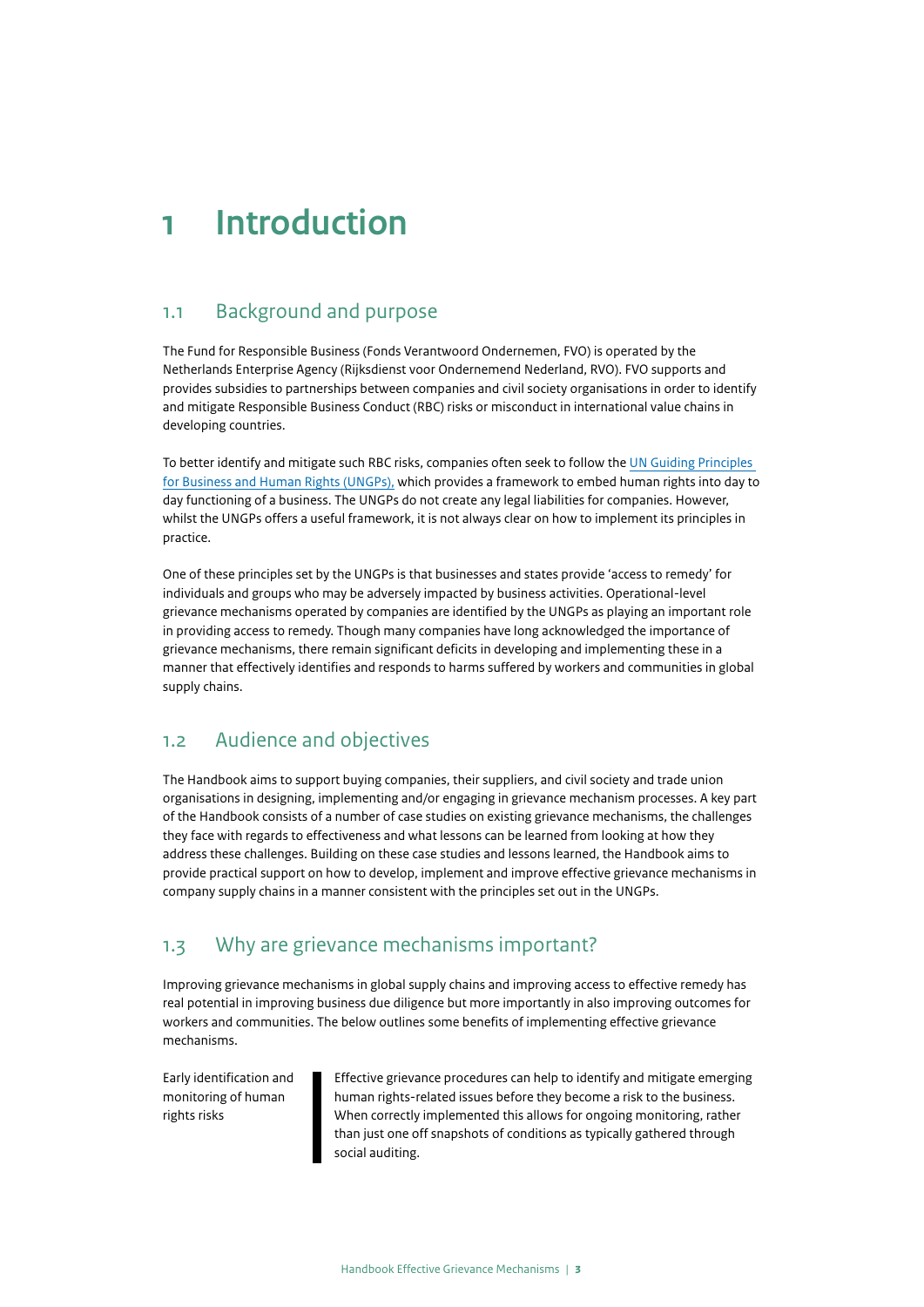# 1 Introduction

## 1.1 Background and purpose

The Fund for Responsible Business (Fonds Verantwoord Ondernemen, FVO) is operated by the Netherlands Enterprise Agency (Rijksdienst voor Ondernemend Nederland, RVO). FVO supports and provides subsidies to partnerships between companies and civil society organisations in order to identify and mitigate Responsible Business Conduct (RBC) risks or misconduct in international value chains in developing countries.

To better identify and mitigate such RBC risks, companies often seek to follow the UN Guiding Principles for Business and Human Rights (UNGPs), which provides a framework to embed human rights into day to day functioning of a business. The UNGPs do not create any legal liabilities for companies. However, whilst the UNGPs offers a useful framework, it is not always clear on how to implement its principles in practice.

One of these principles set by the UNGPs is that businesses and states provide 'access to remedy' for individuals and groups who may be adversely impacted by business activities. Operational-level grievance mechanisms operated by companies are identified by the UNGPs as playing an important role in providing access to remedy. Though many companies have long acknowledged the importance of grievance mechanisms, there remain significant deficits in developing and implementing these in a manner that effectively identifies and responds to harms suffered by workers and communities in global supply chains.

## 1.2 Audience and objectives

The Handbook aims to support buying companies, their suppliers, and civil society and trade union organisations in designing, implementing and/or engaging in grievance mechanism processes. A key part of the Handbook consists of a number of case studies on existing grievance mechanisms, the challenges they face with regards to effectiveness and what lessons can be learned from looking at how they address these challenges. Building on these case studies and lessons learned, the Handbook aims to provide practical support on how to develop, implement and improve effective grievance mechanisms in company supply chains in a manner consistent with the principles set out in the UNGPs.

## 1.3 Why are grievance mechanisms important?

Improving grievance mechanisms in global supply chains and improving access to effective remedy has real potential in improving business due diligence but more importantly in also improving outcomes for workers and communities. The below outlines some benefits of implementing effective grievance mechanisms.

| Early identification and monitoring of human rights risks | Effective grievance procedures can help to identify and mitigate emerging human rights-related issues before they become a risk to the business. When correctly implemented this allows for ongoing monitoring, rather than just one off snapshots of conditions as typically gathered through social auditing. |
|---|---|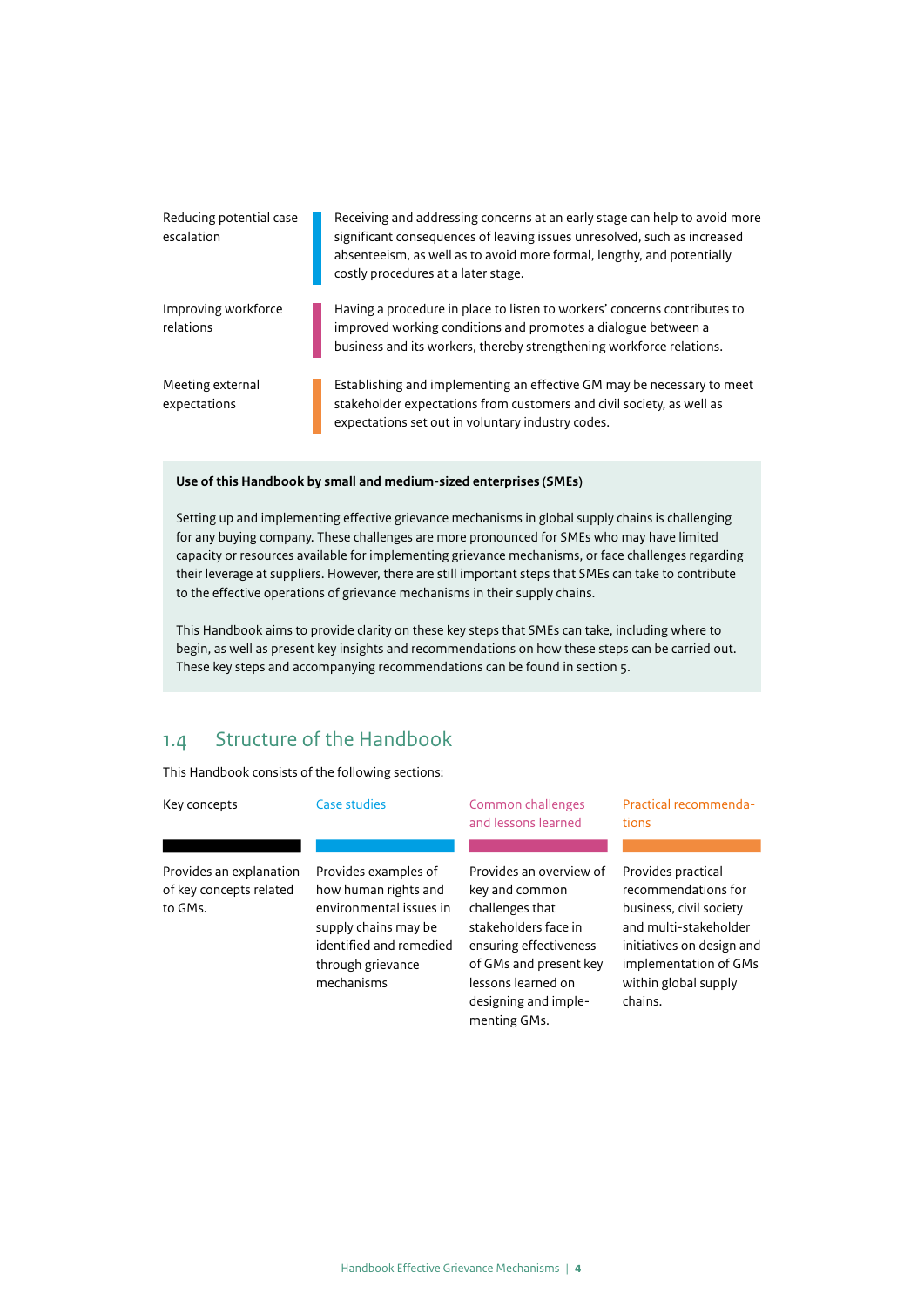| | |
|---|---|
| Reducing potential case escalation | Receiving and addressing concerns at an early stage can help to avoid more significant consequences of leaving issues unresolved, such as increased absenteeism, as well as to avoid more formal, lengthy, and potentially costly procedures at a later stage. |
| Improving workforce relations | Having a procedure in place to listen to workers' concerns contributes to improved working conditions and promotes a dialogue between a business and its workers, thereby strengthening workforce relations. |
| Meeting external expectations | Establishing and implementing an effective GM may be necessary to meet stakeholder expectations from customers and civil society, as well as expectations set out in voluntary industry codes. |

**Use of this Handbook by small and medium-sized enterprises (SMEs)**

Setting up and implementing effective grievance mechanisms in global supply chains is challenging for any buying company. These challenges are more pronounced for SMEs who may have limited capacity or resources available for implementing grievance mechanisms, or face challenges regarding their leverage at suppliers. However, there are still important steps that SMEs can take to contribute to the effective operations of grievance mechanisms in their supply chains.

This Handbook aims to provide clarity on these key steps that SMEs can take, including where to begin, as well as present key insights and recommendations on how these steps can be carried out. These key steps and accompanying recommendations can be found in section 5.

## 1.4 Structure of the Handbook

This Handbook consists of the following sections:

| Key concepts | Case studies | Common challenges and lessons learned | Practical recommendations |
|---|---|---|---|
| Provides an explanation of key concepts related to GMs. | Provides examples of how human rights and environmental issues in supply chains may be identified and remedied through grievance mechanisms | Provides an overview of key and common challenges that stakeholders face in ensuring effectiveness of GMs and present key lessons learned on designing and implementing GMs. | Provides practical recommendations for business, civil society and multi-stakeholder initiatives on design and implementation of GMs within global supply chains. |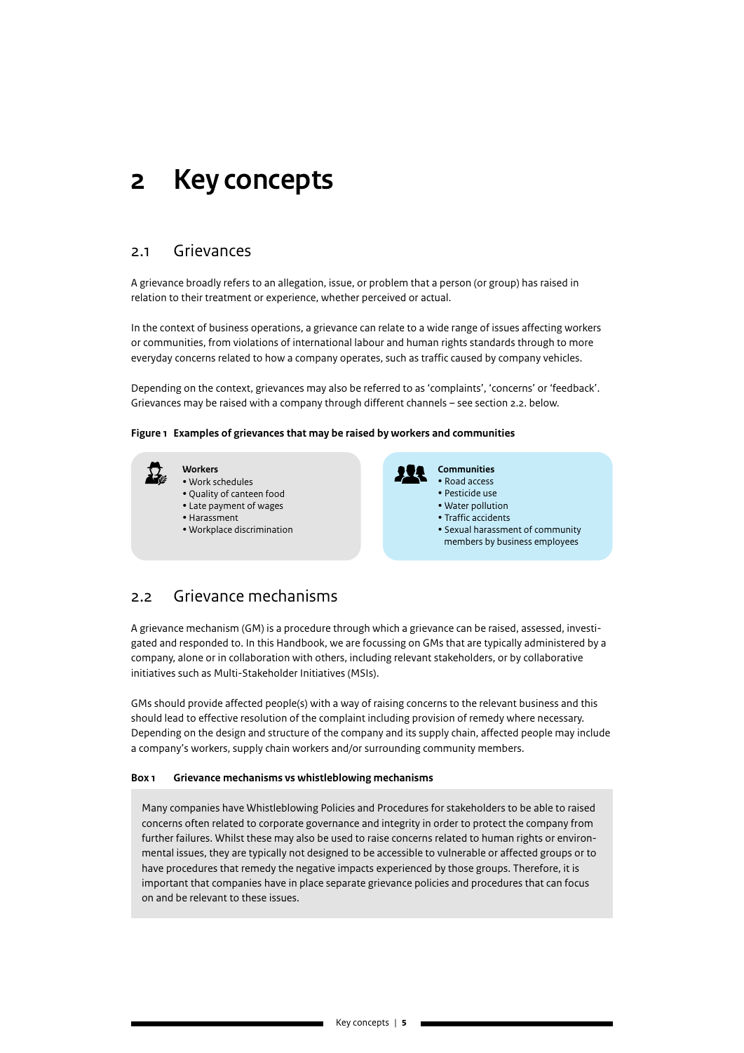# 2 Key concepts

## 2.1 Grievances

A grievance broadly refers to an allegation, issue, or problem that a person (or group) has raised in relation to their treatment or experience, whether perceived or actual.

In the context of business operations, a grievance can relate to a wide range of issues affecting workers or communities, from violations of international labour and human rights standards through to more everyday concerns related to how a company operates, such as traffic caused by company vehicles.

Depending on the context, grievances may also be referred to as 'complaints', 'concerns' or 'feedback'. Grievances may be raised with a company through different channels – see section 2.2. below.

**Figure 1 Examples of grievances that may be raised by workers and communities**

**Workers**
- Work schedules
- Quality of canteen food
- Late payment of wages
- Harassment
- Workplace discrimination

**Communities**
- Road access
- Pesticide use
- Water pollution
- Traffic accidents
- Sexual harassment of community members by business employees

## 2.2 Grievance mechanisms

A grievance mechanism (GM) is a procedure through which a grievance can be raised, assessed, investigated and responded to. In this Handbook, we are focussing on GMs that are typically administered by a company, alone or in collaboration with others, including relevant stakeholders, or by collaborative initiatives such as Multi-Stakeholder Initiatives (MSIs).

GMs should provide affected people(s) with a way of raising concerns to the relevant business and this should lead to effective resolution of the complaint including provision of remedy where necessary. Depending on the design and structure of the company and its supply chain, affected people may include a company's workers, supply chain workers and/or surrounding community members.

**Box 1 Grievance mechanisms vs whistleblowing mechanisms**

Many companies have Whistleblowing Policies and Procedures for stakeholders to be able to raised concerns often related to corporate governance and integrity in order to protect the company from further failures. Whilst these may also be used to raise concerns related to human rights or environmental issues, they are typically not designed to be accessible to vulnerable or affected groups or to have procedures that remedy the negative impacts experienced by those groups. Therefore, it is important that companies have in place separate grievance policies and procedures that can focus on and be relevant to these issues.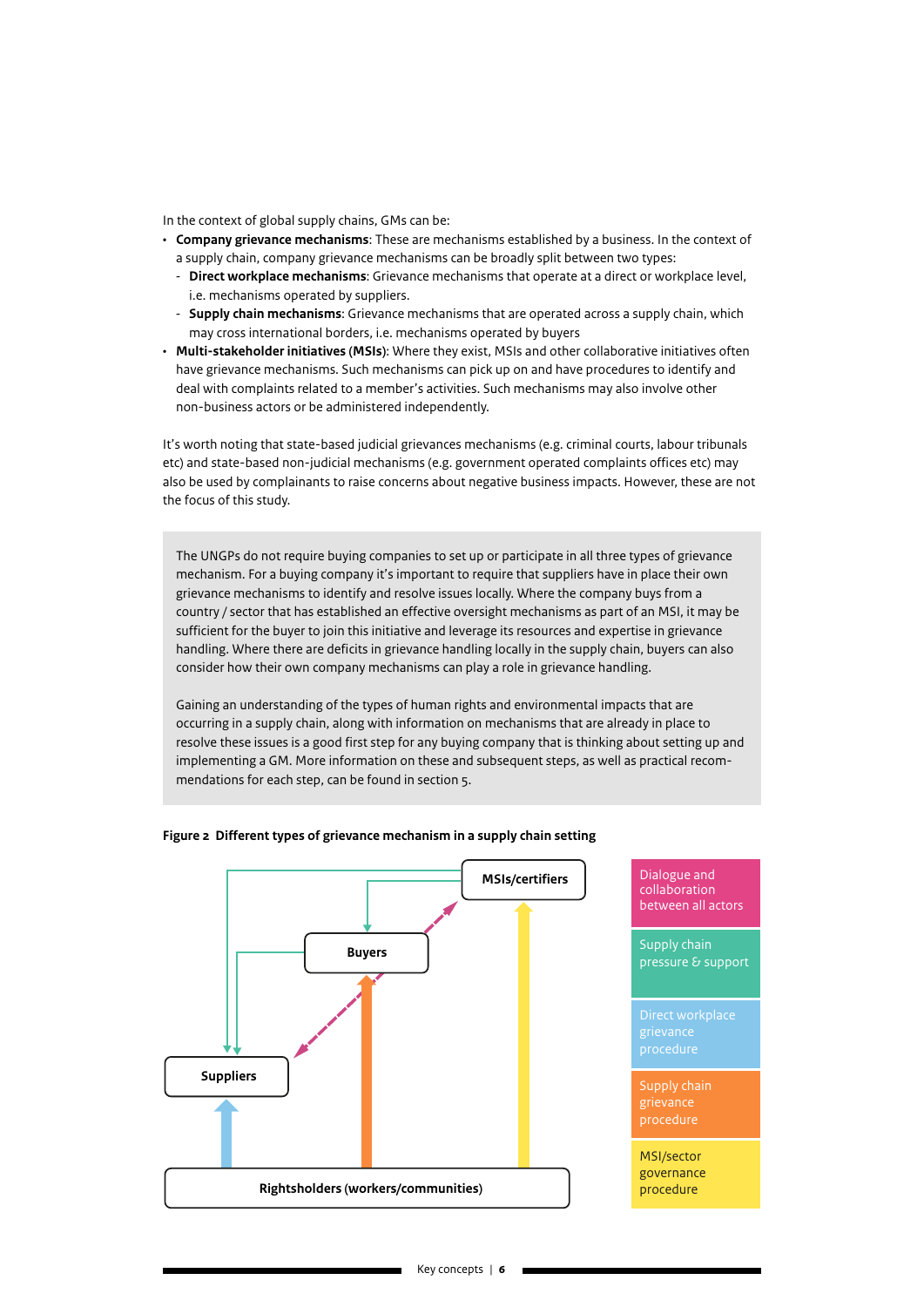In the context of global supply chains, GMs can be:

- **Company grievance mechanisms**: These are mechanisms established by a business. In the context of a supply chain, company grievance mechanisms can be broadly split between two types:
  - **Direct workplace mechanisms**: Grievance mechanisms that operate at a direct or workplace level, i.e. mechanisms operated by suppliers.
  - **Supply chain mechanisms**: Grievance mechanisms that are operated across a supply chain, which may cross international borders, i.e. mechanisms operated by buyers
- **Multi-stakeholder initiatives (MSIs)**: Where they exist, MSIs and other collaborative initiatives often have grievance mechanisms. Such mechanisms can pick up on and have procedures to identify and deal with complaints related to a member's activities. Such mechanisms may also involve other non-business actors or be administered independently.

It's worth noting that state-based judicial grievances mechanisms (e.g. criminal courts, labour tribunals etc) and state-based non-judicial mechanisms (e.g. government operated complaints offices etc) may also be used by complainants to raise concerns about negative business impacts. However, these are not the focus of this study.

> The UNGPs do not require buying companies to set up or participate in all three types of grievance mechanism. For a buying company it's important to require that suppliers have in place their own grievance mechanisms to identify and resolve issues locally. Where the company buys from a country / sector that has established an effective oversight mechanisms as part of an MSI, it may be sufficient for the buyer to join this initiative and leverage its resources and expertise in grievance handling. Where there are deficits in grievance handling locally in the supply chain, buyers can also consider how their own company mechanisms can play a role in grievance handling.
>
> Gaining an understanding of the types of human rights and environmental impacts that are occurring in a supply chain, along with information on mechanisms that are already in place to resolve these issues is a good first step for any buying company that is thinking about setting up and implementing a GM. More information on these and subsequent steps, as well as practical recommendations for each step, can be found in section 5.

**Figure 2 Different types of grievance mechanism in a supply chain setting**

MSIs/certifiers

Buyers

Suppliers

Rightsholders (workers/communities)

Dialogue and collaboration between all actors

Supply chain pressure & support

Direct workplace grievance procedure

Supply chain grievance procedure

MSI/sector governance procedure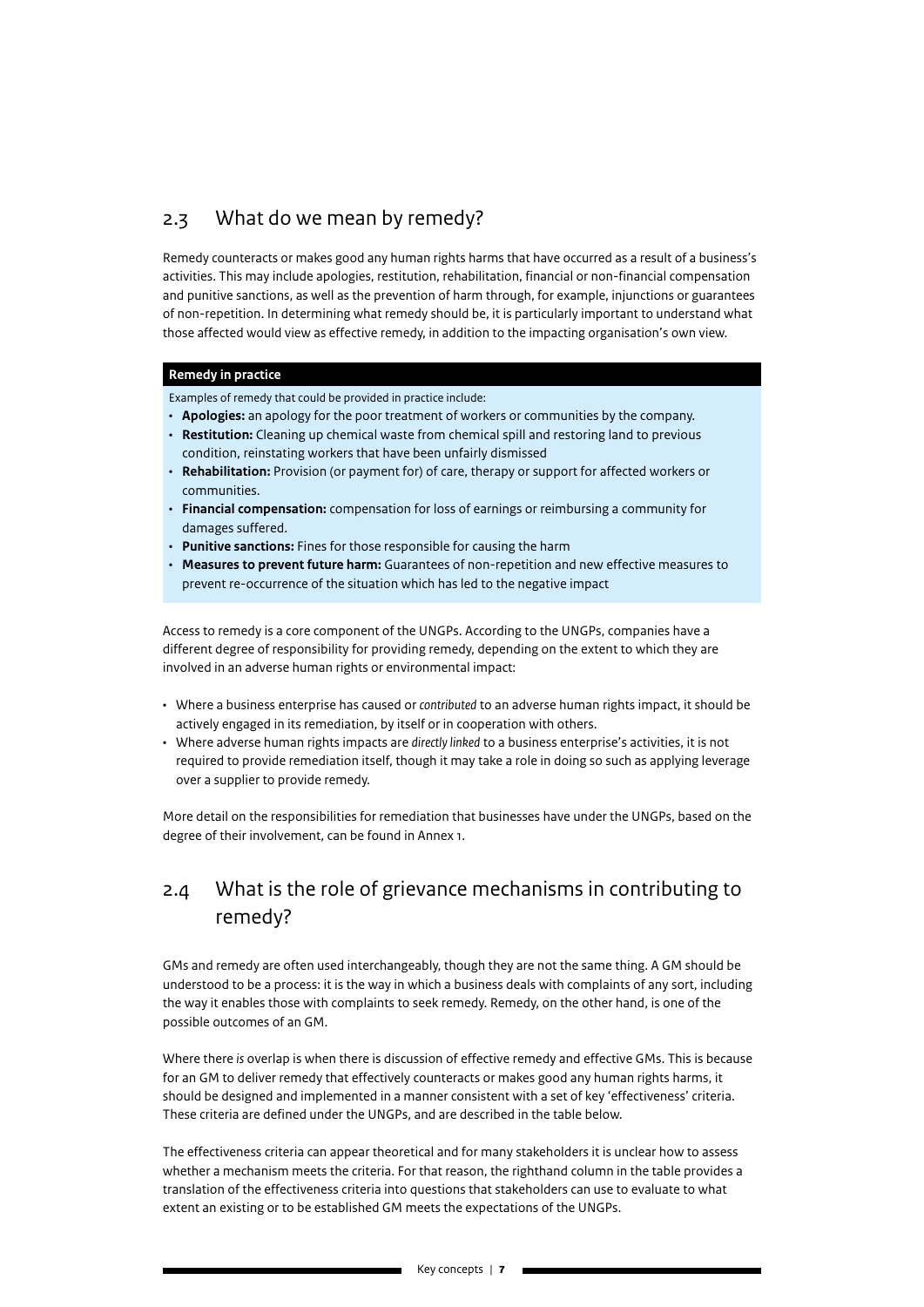## 2.3 What do we mean by remedy?

Remedy counteracts or makes good any human rights harms that have occurred as a result of a business's activities. This may include apologies, restitution, rehabilitation, financial or non-financial compensation and punitive sanctions, as well as the prevention of harm through, for example, injunctions or guarantees of non-repetition. In determining what remedy should be, it is particularly important to understand what those affected would view as effective remedy, in addition to the impacting organisation's own view.

**Remedy in practice**

Examples of remedy that could be provided in practice include:

- **Apologies:** an apology for the poor treatment of workers or communities by the company.
- **Restitution:** Cleaning up chemical waste from chemical spill and restoring land to previous condition, reinstating workers that have been unfairly dismissed
- **Rehabilitation:** Provision (or payment for) of care, therapy or support for affected workers or communities.
- **Financial compensation:** compensation for loss of earnings or reimbursing a community for damages suffered.
- **Punitive sanctions:** Fines for those responsible for causing the harm
- **Measures to prevent future harm:** Guarantees of non-repetition and new effective measures to prevent re-occurrence of the situation which has led to the negative impact

Access to remedy is a core component of the UNGPs. According to the UNGPs, companies have a different degree of responsibility for providing remedy, depending on the extent to which they are involved in an adverse human rights or environmental impact:

- Where a business enterprise has caused or *contributed* to an adverse human rights impact, it should be actively engaged in its remediation, by itself or in cooperation with others.
- Where adverse human rights impacts are *directly linked* to a business enterprise's activities, it is not required to provide remediation itself, though it may take a role in doing so such as applying leverage over a supplier to provide remedy.

More detail on the responsibilities for remediation that businesses have under the UNGPs, based on the degree of their involvement, can be found in Annex 1.

## 2.4 What is the role of grievance mechanisms in contributing to remedy?

GMs and remedy are often used interchangeably, though they are not the same thing. A GM should be understood to be a process: it is the way in which a business deals with complaints of any sort, including the way it enables those with complaints to seek remedy. Remedy, on the other hand, is one of the possible outcomes of an GM.

Where there *is* overlap is when there is discussion of effective remedy and effective GMs. This is because for an GM to deliver remedy that effectively counteracts or makes good any human rights harms, it should be designed and implemented in a manner consistent with a set of key 'effectiveness' criteria. These criteria are defined under the UNGPs, and are described in the table below.

The effectiveness criteria can appear theoretical and for many stakeholders it is unclear how to assess whether a mechanism meets the criteria. For that reason, the righthand column in the table provides a translation of the effectiveness criteria into questions that stakeholders can use to evaluate to what extent an existing or to be established GM meets the expectations of the UNGPs.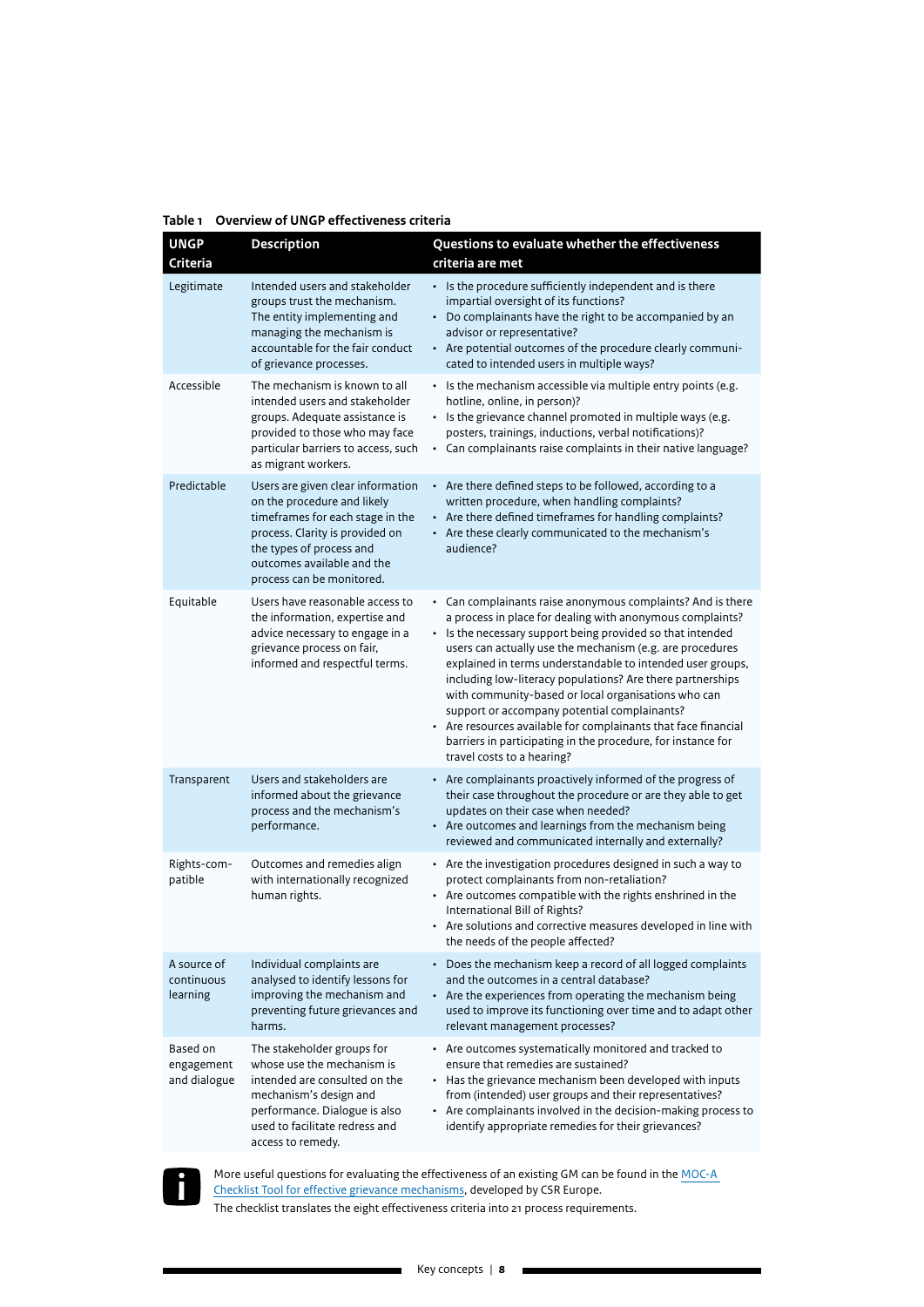**Table 1 Overview of UNGP effectiveness criteria**

| UNGP Criteria | Description | Questions to evaluate whether the effectiveness criteria are met |
|---|---|---|
| Legitimate | Intended users and stakeholder groups trust the mechanism. The entity implementing and managing the mechanism is accountable for the fair conduct of grievance processes. | • Is the procedure sufficiently independent and is there impartial oversight of its functions?<br>• Do complainants have the right to be accompanied by an advisor or representative?<br>• Are potential outcomes of the procedure clearly communicated to intended users in multiple ways? |
| Accessible | The mechanism is known to all intended users and stakeholder groups. Adequate assistance is provided to those who may face particular barriers to access, such as migrant workers. | • Is the mechanism accessible via multiple entry points (e.g. hotline, online, in person)?<br>• Is the grievance channel promoted in multiple ways (e.g. posters, trainings, inductions, verbal notifications)?<br>• Can complainants raise complaints in their native language? |
| Predictable | Users are given clear information on the procedure and likely timeframes for each stage in the process. Clarity is provided on the types of process and outcomes available and the process can be monitored. | • Are there defined steps to be followed, according to a written procedure, when handling complaints?<br>• Are there defined timeframes for handling complaints?<br>• Are these clearly communicated to the mechanism's audience? |
| Equitable | Users have reasonable access to the information, expertise and advice necessary to engage in a grievance process on fair, informed and respectful terms. | • Can complainants raise anonymous complaints? And is there a process in place for dealing with anonymous complaints?<br>• Is the necessary support being provided so that intended users can actually use the mechanism (e.g. are procedures explained in terms understandable to intended user groups, including low-literacy populations? Are there partnerships with community-based or local organisations who can support or accompany potential complainants?<br>• Are resources available for complainants that face financial barriers in participating in the procedure, for instance for travel costs to a hearing? |
| Transparent | Users and stakeholders are informed about the grievance process and the mechanism's performance. | • Are complainants proactively informed of the progress of their case throughout the procedure or are they able to get updates on their case when needed?<br>• Are outcomes and learnings from the mechanism being reviewed and communicated internally and externally? |
| Rights-compatible | Outcomes and remedies align with internationally recognized human rights. | • Are the investigation procedures designed in such a way to protect complainants from non-retaliation?<br>• Are outcomes compatible with the rights enshrined in the International Bill of Rights?<br>• Are solutions and corrective measures developed in line with the needs of the people affected? |
| A source of continuous learning | Individual complaints are analysed to identify lessons for improving the mechanism and preventing future grievances and harms. | • Does the mechanism keep a record of all logged complaints and the outcomes in a central database?<br>• Are the experiences from operating the mechanism being used to improve its functioning over time and to adapt other relevant management processes? |
| Based on engagement and dialogue | The stakeholder groups for whose use the mechanism is intended are consulted on the mechanism's design and performance. Dialogue is also used to facilitate redress and access to remedy. | • Are outcomes systematically monitored and tracked to ensure that remedies are sustained?<br>• Has the grievance mechanism been developed with inputs from (intended) user groups and their representatives?<br>• Are complainants involved in the decision-making process to identify appropriate remedies for their grievances? |

More useful questions for evaluating the effectiveness of an existing GM can be found in the MOC-A Checklist Tool for effective grievance mechanisms, developed by CSR Europe.
The checklist translates the eight effectiveness criteria into 21 process requirements.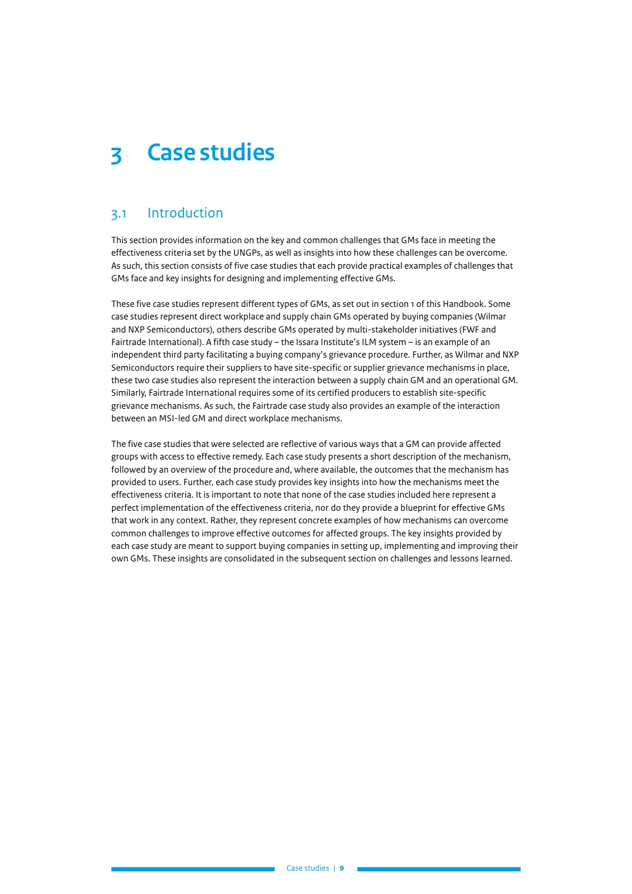# 3 Case studies

## 3.1 Introduction

This section provides information on the key and common challenges that GMs face in meeting the effectiveness criteria set by the UNGPs, as well as insights into how these challenges can be overcome. As such, this section consists of five case studies that each provide practical examples of challenges that GMs face and key insights for designing and implementing effective GMs.

These five case studies represent different types of GMs, as set out in section 1 of this Handbook. Some case studies represent direct workplace and supply chain GMs operated by buying companies (Wilmar and NXP Semiconductors), others describe GMs operated by multi-stakeholder initiatives (FWF and Fairtrade International). A fifth case study – the Issara Institute's ILM system – is an example of an independent third party facilitating a buying company's grievance procedure. Further, as Wilmar and NXP Semiconductors require their suppliers to have site-specific or supplier grievance mechanisms in place, these two case studies also represent the interaction between a supply chain GM and an operational GM. Similarly, Fairtrade International requires some of its certified producers to establish site-specific grievance mechanisms. As such, the Fairtrade case study also provides an example of the interaction between an MSI-led GM and direct workplace mechanisms.

The five case studies that were selected are reflective of various ways that a GM can provide affected groups with access to effective remedy. Each case study presents a short description of the mechanism, followed by an overview of the procedure and, where available, the outcomes that the mechanism has provided to users. Further, each case study provides key insights into how the mechanisms meet the effectiveness criteria. It is important to note that none of the case studies included here represent a perfect implementation of the effectiveness criteria, nor do they provide a blueprint for effective GMs that work in any context. Rather, they represent concrete examples of how mechanisms can overcome common challenges to improve effective outcomes for affected groups. The key insights provided by each case study are meant to support buying companies in setting up, implementing and improving their own GMs. These insights are consolidated in the subsequent section on challenges and lessons learned.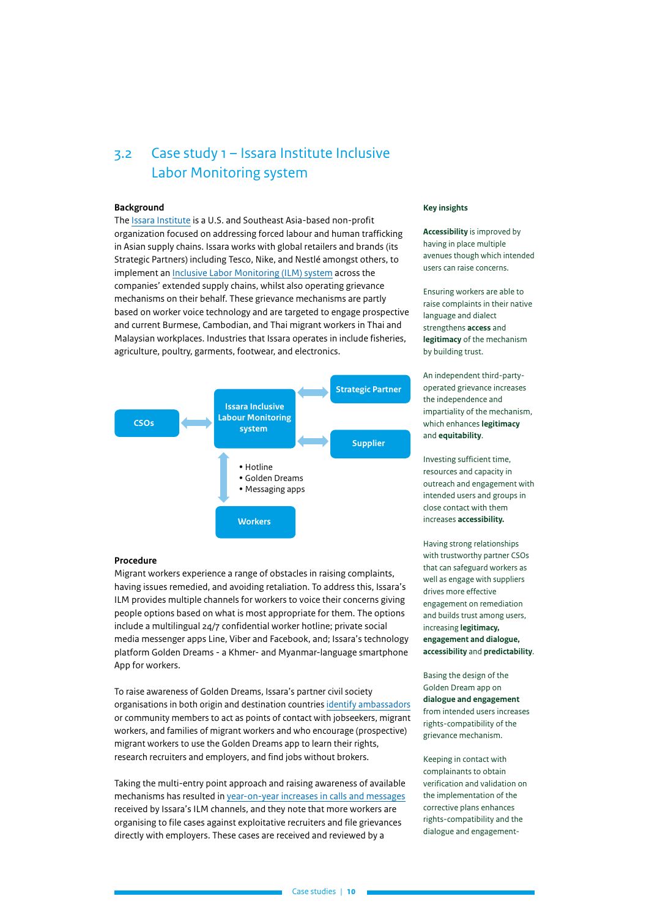## 3.2 Case study 1 – Issara Institute Inclusive Labor Monitoring system

### Background

The Issara Institute is a U.S. and Southeast Asia-based non-profit organization focused on addressing forced labour and human trafficking in Asian supply chains. Issara works with global retailers and brands (its Strategic Partners) including Tesco, Nike, and Nestlé amongst others, to implement an Inclusive Labor Monitoring (ILM) system across the companies' extended supply chains, whilst also operating grievance mechanisms on their behalf. These grievance mechanisms are partly based on worker voice technology and are targeted to engage prospective and current Burmese, Cambodian, and Thai migrant workers in Thai and Malaysian workplaces. Industries that Issara operates in include fisheries, agriculture, poultry, garments, footwear, and electronics.

CSOs ↔ Issara Inclusive Labour Monitoring system ↔ Strategic Partner

Issara Inclusive Labour Monitoring system ↔ Supplier

Issara Inclusive Labour Monitoring system ↔ Workers

- Hotline
- Golden Dreams
- Messaging apps

### Procedure

Migrant workers experience a range of obstacles in raising complaints, having issues remedied, and avoiding retaliation. To address this, Issara's ILM provides multiple channels for workers to voice their concerns giving people options based on what is most appropriate for them. The options include a multilingual 24/7 confidential worker hotline; private social media messenger apps Line, Viber and Facebook, and; Issara's technology platform Golden Dreams - a Khmer- and Myanmar-language smartphone App for workers.

To raise awareness of Golden Dreams, Issara's partner civil society organisations in both origin and destination countries identify ambassadors or community members to act as points of contact with jobseekers, migrant workers, and families of migrant workers and who encourage (prospective) migrant workers to use the Golden Dreams app to learn their rights, research recruiters and employers, and find jobs without brokers.

Taking the multi-entry point approach and raising awareness of available mechanisms has resulted in year-on-year increases in calls and messages received by Issara's ILM channels, and they note that more workers are organising to file cases against exploitative recruiters and file grievances directly with employers. These cases are received and reviewed by a

**Key insights**

**Accessibility** is improved by having in place multiple avenues though which intended users can raise concerns.

Ensuring workers are able to raise complaints in their native language and dialect strengthens **access** and **legitimacy** of the mechanism by building trust.

An independent third-party-operated grievance increases the independence and impartiality of the mechanism, which enhances **legitimacy** and **equitability**.

Investing sufficient time, resources and capacity in outreach and engagement with intended users and groups in close contact with them increases **accessibility.**

Having strong relationships with trustworthy partner CSOs that can safeguard workers as well as engage with suppliers drives more effective engagement on remediation and builds trust among users, increasing **legitimacy, engagement and dialogue, accessibility** and **predictability**.

Basing the design of the Golden Dream app on **dialogue and engagement** from intended users increases rights-compatibility of the grievance mechanism.

Keeping in contact with complainants to obtain verification and validation on the implementation of the corrective plans enhances rights-compatibility and the dialogue and engagement-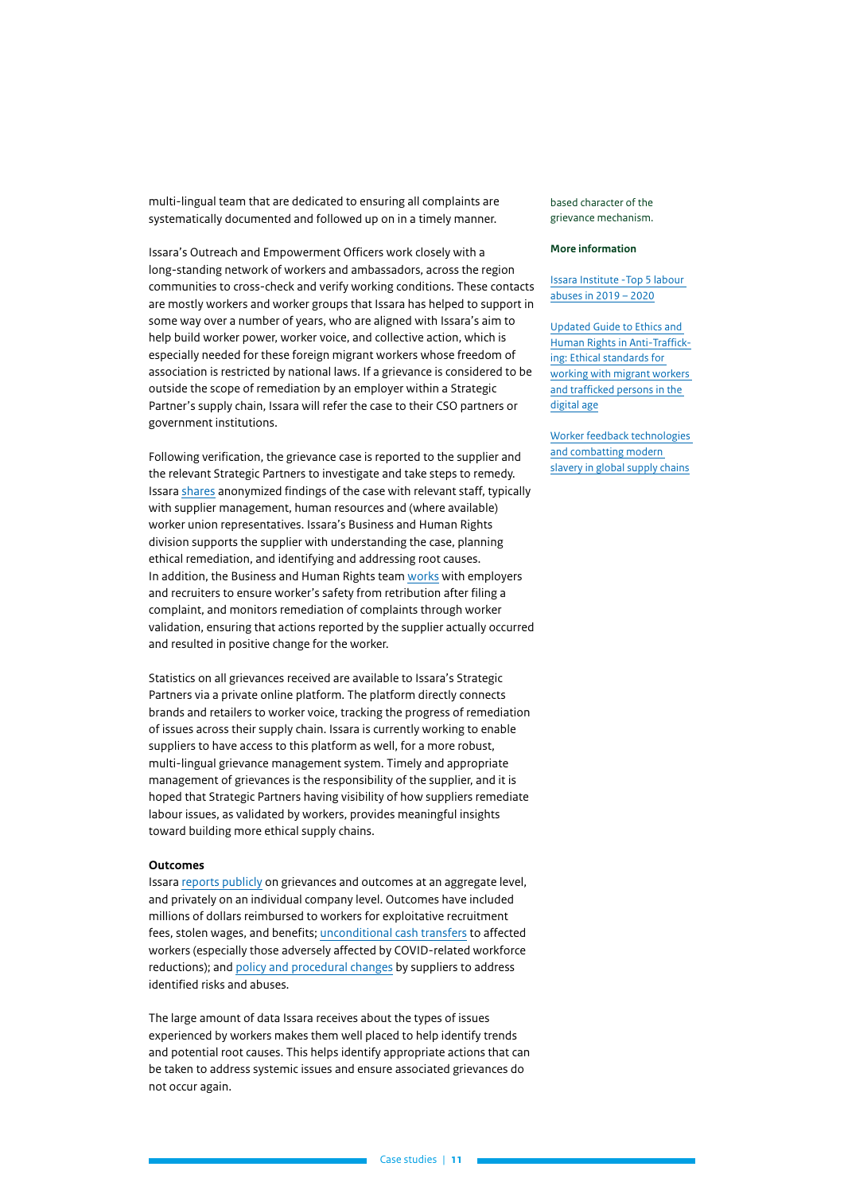multi-lingual team that are dedicated to ensuring all complaints are systematically documented and followed up on in a timely manner.

Issara's Outreach and Empowerment Officers work closely with a long-standing network of workers and ambassadors, across the region communities to cross-check and verify working conditions. These contacts are mostly workers and worker groups that Issara has helped to support in some way over a number of years, who are aligned with Issara's aim to help build worker power, worker voice, and collective action, which is especially needed for these foreign migrant workers whose freedom of association is restricted by national laws. If a grievance is considered to be outside the scope of remediation by an employer within a Strategic Partner's supply chain, Issara will refer the case to their CSO partners or government institutions.

Following verification, the grievance case is reported to the supplier and the relevant Strategic Partners to investigate and take steps to remedy. Issara shares anonymized findings of the case with relevant staff, typically with supplier management, human resources and (where available) worker union representatives. Issara's Business and Human Rights division supports the supplier with understanding the case, planning ethical remediation, and identifying and addressing root causes. In addition, the Business and Human Rights team works with employers and recruiters to ensure worker's safety from retribution after filing a complaint, and monitors remediation of complaints through worker validation, ensuring that actions reported by the supplier actually occurred and resulted in positive change for the worker.

Statistics on all grievances received are available to Issara's Strategic Partners via a private online platform. The platform directly connects brands and retailers to worker voice, tracking the progress of remediation of issues across their supply chain. Issara is currently working to enable suppliers to have access to this platform as well, for a more robust, multi-lingual grievance management system. Timely and appropriate management of grievances is the responsibility of the supplier, and it is hoped that Strategic Partners having visibility of how suppliers remediate labour issues, as validated by workers, provides meaningful insights toward building more ethical supply chains.

**Outcomes**

Issara reports publicly on grievances and outcomes at an aggregate level, and privately on an individual company level. Outcomes have included millions of dollars reimbursed to workers for exploitative recruitment fees, stolen wages, and benefits; unconditional cash transfers to affected workers (especially those adversely affected by COVID-related workforce reductions); and policy and procedural changes by suppliers to address identified risks and abuses.

The large amount of data Issara receives about the types of issues experienced by workers makes them well placed to help identify trends and potential root causes. This helps identify appropriate actions that can be taken to address systemic issues and ensure associated grievances do not occur again.

based character of the grievance mechanism.

**More information**

Issara Institute -Top 5 labour abuses in 2019 – 2020

Updated Guide to Ethics and Human Rights in Anti-Trafficking: Ethical standards for working with migrant workers and trafficked persons in the digital age

Worker feedback technologies and combatting modern slavery in global supply chains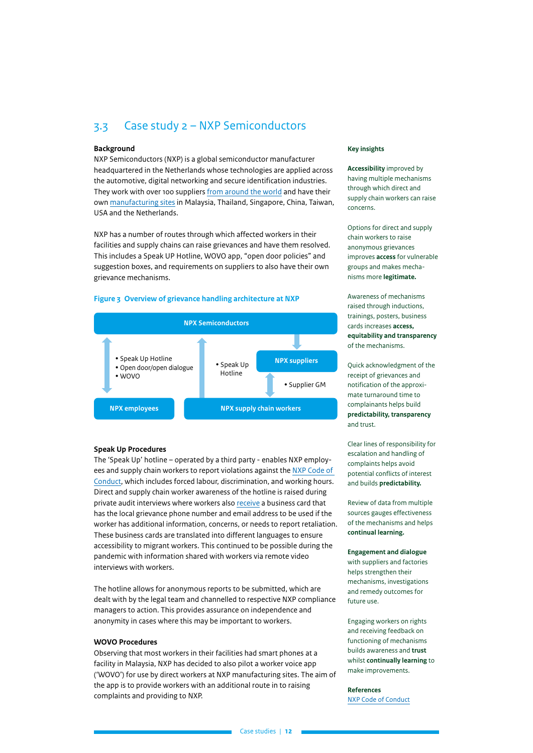## 3.3 Case study 2 – NXP Semiconductors

**Background**

NXP Semiconductors (NXP) is a global semiconductor manufacturer headquartered in the Netherlands whose technologies are applied across the automotive, digital networking and secure identification industries. They work with over 100 suppliers from around the world and have their own manufacturing sites in Malaysia, Thailand, Singapore, China, Taiwan, USA and the Netherlands.

NXP has a number of routes through which affected workers in their facilities and supply chains can raise grievances and have them resolved. This includes a Speak UP Hotline, WOVO app, "open door policies" and suggestion boxes, and requirements on suppliers to also have their own grievance mechanisms.

**Figure 3 Overview of grievance handling architecture at NXP**

NPX Semiconductors

- Speak Up Hotline
- Open door/open dialogue
- WOVO

- Speak Up Hotline

NPX suppliers

- Supplier GM

NPX employees

NPX supply chain workers

**Speak Up Procedures**

The 'Speak Up' hotline – operated by a third party - enables NXP employees and supply chain workers to report violations against the NXP Code of Conduct, which includes forced labour, discrimination, and working hours. Direct and supply chain worker awareness of the hotline is raised during private audit interviews where workers also receive a business card that has the local grievance phone number and email address to be used if the worker has additional information, concerns, or needs to report retaliation. These business cards are translated into different languages to ensure accessibility to migrant workers. This continued to be possible during the pandemic with information shared with workers via remote video interviews with workers.

The hotline allows for anonymous reports to be submitted, which are dealt with by the legal team and channelled to respective NXP compliance managers to action. This provides assurance on independence and anonymity in cases where this may be important to workers.

**WOVO Procedures**

Observing that most workers in their facilities had smart phones at a facility in Malaysia, NXP has decided to also pilot a worker voice app ('WOVO') for use by direct workers at NXP manufacturing sites. The aim of the app is to provide workers with an additional route in to raising complaints and providing to NXP.

**Key insights**

**Accessibility** improved by having multiple mechanisms through which direct and supply chain workers can raise concerns.

Options for direct and supply chain workers to raise anonymous grievances improves **access** for vulnerable groups and makes mechanisms more **legitimate.**

Awareness of mechanisms raised through inductions, trainings, posters, business cards increases **access, equitability and transparency** of the mechanisms.

Quick acknowledgment of the receipt of grievances and notification of the approximate turnaround time to complainants helps build **predictability, transparency** and trust.

Clear lines of responsibility for escalation and handling of complaints helps avoid potential conflicts of interest and builds **predictability.**

Review of data from multiple sources gauges effectiveness of the mechanisms and helps **continual learning.**

**Engagement and dialogue** with suppliers and factories helps strengthen their mechanisms, investigations and remedy outcomes for future use.

Engaging workers on rights and receiving feedback on functioning of mechanisms builds awareness and **trust** whilst **continually learning** to make improvements.

**References**

NXP Code of Conduct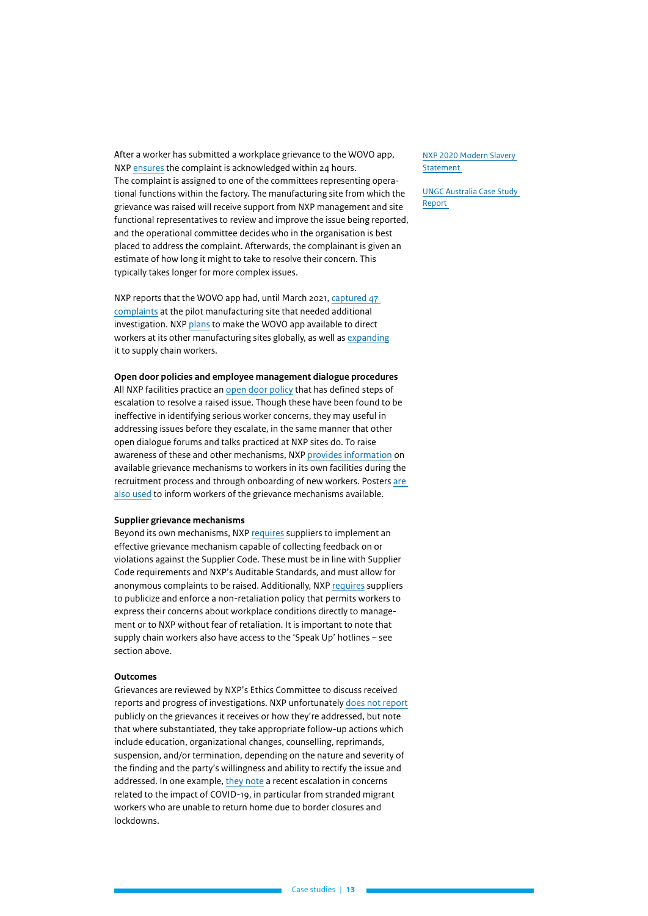After a worker has submitted a workplace grievance to the WOVO app, NXP ensures the complaint is acknowledged within 24 hours. The complaint is assigned to one of the committees representing operational functions within the factory. The manufacturing site from which the grievance was raised will receive support from NXP management and site functional representatives to review and improve the issue being reported, and the operational committee decides who in the organisation is best placed to address the complaint. Afterwards, the complainant is given an estimate of how long it might to take to resolve their concern. This typically takes longer for more complex issues.

NXP reports that the WOVO app had, until March 2021, captured 47 complaints at the pilot manufacturing site that needed additional investigation. NXP plans to make the WOVO app available to direct workers at its other manufacturing sites globally, as well as expanding it to supply chain workers.

**Open door policies and employee management dialogue procedures**
All NXP facilities practice an open door policy that has defined steps of escalation to resolve a raised issue. Though these have been found to be ineffective in identifying serious worker concerns, they may useful in addressing issues before they escalate, in the same manner that other open dialogue forums and talks practiced at NXP sites do. To raise awareness of these and other mechanisms, NXP provides information on available grievance mechanisms to workers in its own facilities during the recruitment process and through onboarding of new workers. Posters are also used to inform workers of the grievance mechanisms available.

**Supplier grievance mechanisms**
Beyond its own mechanisms, NXP requires suppliers to implement an effective grievance mechanism capable of collecting feedback on or violations against the Supplier Code. These must be in line with Supplier Code requirements and NXP's Auditable Standards, and must allow for anonymous complaints to be raised. Additionally, NXP requires suppliers to publicize and enforce a non-retaliation policy that permits workers to express their concerns about workplace conditions directly to management or to NXP without fear of retaliation. It is important to note that supply chain workers also have access to the 'Speak Up' hotlines – see section above.

**Outcomes**
Grievances are reviewed by NXP's Ethics Committee to discuss received reports and progress of investigations. NXP unfortunately does not report publicly on the grievances it receives or how they're addressed, but note that where substantiated, they take appropriate follow-up actions which include education, organizational changes, counselling, reprimands, suspension, and/or termination, depending on the nature and severity of the finding and the party's willingness and ability to rectify the issue and addressed. In one example, they note a recent escalation in concerns related to the impact of COVID-19, in particular from stranded migrant workers who are unable to return home due to border closures and lockdowns.

NXP 2020 Modern Slavery Statement

UNGC Australia Case Study Report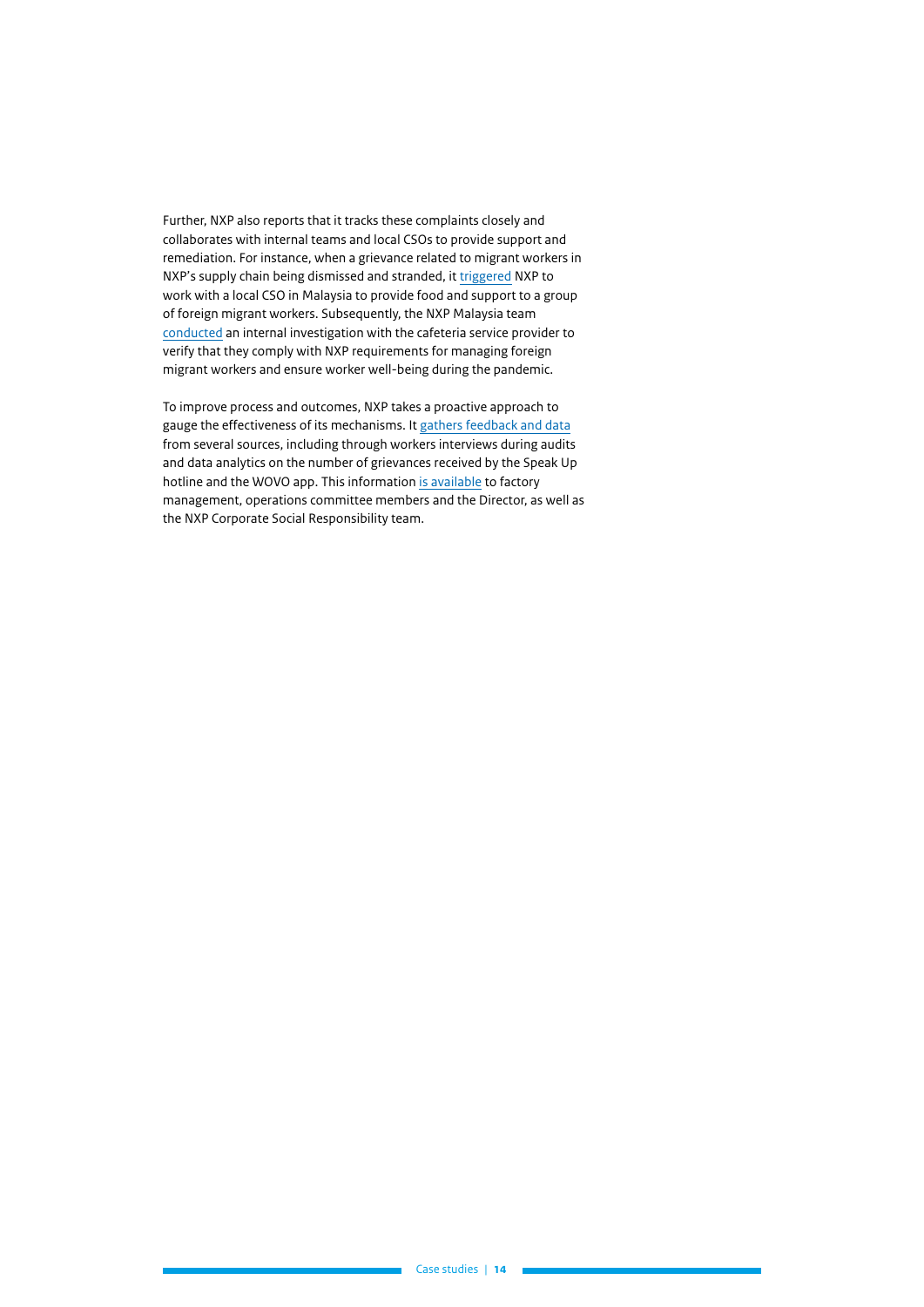Further, NXP also reports that it tracks these complaints closely and collaborates with internal teams and local CSOs to provide support and remediation. For instance, when a grievance related to migrant workers in NXP's supply chain being dismissed and stranded, it triggered NXP to work with a local CSO in Malaysia to provide food and support to a group of foreign migrant workers. Subsequently, the NXP Malaysia team conducted an internal investigation with the cafeteria service provider to verify that they comply with NXP requirements for managing foreign migrant workers and ensure worker well-being during the pandemic.

To improve process and outcomes, NXP takes a proactive approach to gauge the effectiveness of its mechanisms. It gathers feedback and data from several sources, including through workers interviews during audits and data analytics on the number of grievances received by the Speak Up hotline and the WOVO app. This information is available to factory management, operations committee members and the Director, as well as the NXP Corporate Social Responsibility team.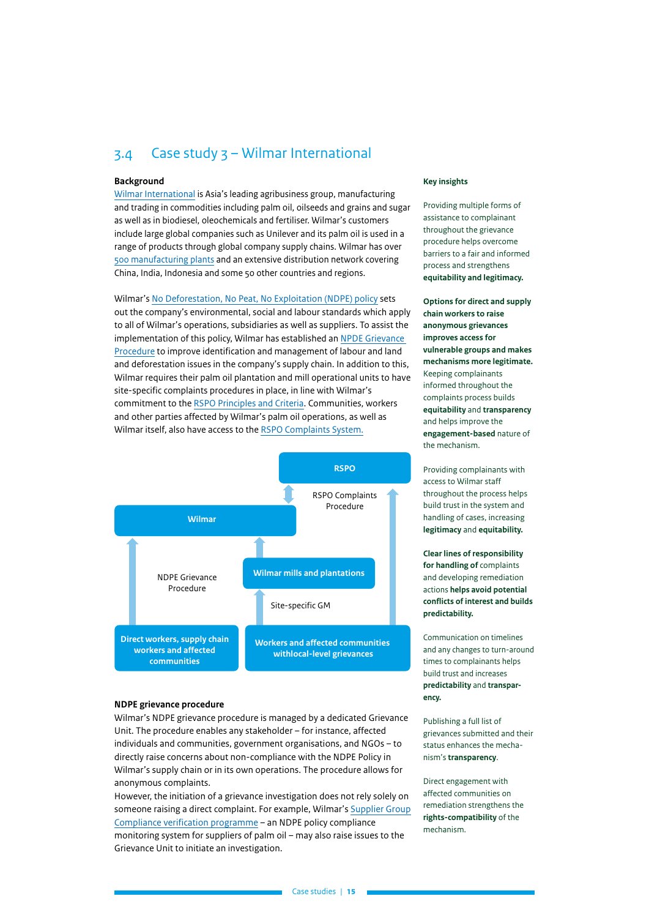## 3.4 Case study 3 – Wilmar International

### Background

Wilmar International is Asia's leading agribusiness group, manufacturing and trading in commodities including palm oil, oilseeds and grains and sugar as well as in biodiesel, oleochemicals and fertiliser. Wilmar's customers include large global companies such as Unilever and its palm oil is used in a range of products through global company supply chains. Wilmar has over 500 manufacturing plants and an extensive distribution network covering China, India, Indonesia and some 50 other countries and regions.

Wilmar's No Deforestation, No Peat, No Exploitation (NDPE) policy sets out the company's environmental, social and labour standards which apply to all of Wilmar's operations, subsidiaries as well as suppliers. To assist the implementation of this policy, Wilmar has established an NPDE Grievance Procedure to improve identification and management of labour and land and deforestation issues in the company's supply chain. In addition to this, Wilmar requires their palm oil plantation and mill operational units to have site-specific complaints procedures in place, in line with Wilmar's commitment to the RSPO Principles and Criteria. Communities, workers and other parties affected by Wilmar's palm oil operations, as well as Wilmar itself, also have access to the RSPO Complaints System.

RSPO

RSPO Complaints Procedure

Wilmar

NDPE Grievance Procedure

Wilmar mills and plantations

Site-specific GM

Direct workers, supply chain workers and affected communities

Workers and affected communities withlocal-level grievances

### NDPE grievance procedure

Wilmar's NDPE grievance procedure is managed by a dedicated Grievance Unit. The procedure enables any stakeholder – for instance, affected individuals and communities, government organisations, and NGOs – to directly raise concerns about non-compliance with the NDPE Policy in Wilmar's supply chain or in its own operations. The procedure allows for anonymous complaints.
However, the initiation of a grievance investigation does not rely solely on someone raising a direct complaint. For example, Wilmar's Supplier Group Compliance verification programme – an NDPE policy compliance monitoring system for suppliers of palm oil – may also raise issues to the Grievance Unit to initiate an investigation.

**Key insights**

Providing multiple forms of assistance to complainant throughout the grievance procedure helps overcome barriers to a fair and informed process and strengthens **equitability and legitimacy.**

**Options for direct and supply chain workers to raise anonymous grievances improves access for vulnerable groups and makes mechanisms more legitimate.** Keeping complainants informed throughout the complaints process builds **equitability** and **transparency** and helps improve the **engagement-based** nature of the mechanism.

Providing complainants with access to Wilmar staff throughout the process helps build trust in the system and handling of cases, increasing **legitimacy** and **equitability.**

**Clear lines of responsibility for handling of** complaints and developing remediation actions **helps avoid potential conflicts of interest and builds predictability.**

Communication on timelines and any changes to turn-around times to complainants helps build trust and increases **predictability** and **transparency.**

Publishing a full list of grievances submitted and their status enhances the mechanism's **transparency**.

Direct engagement with affected communities on remediation strengthens the **rights-compatibility** of the mechanism.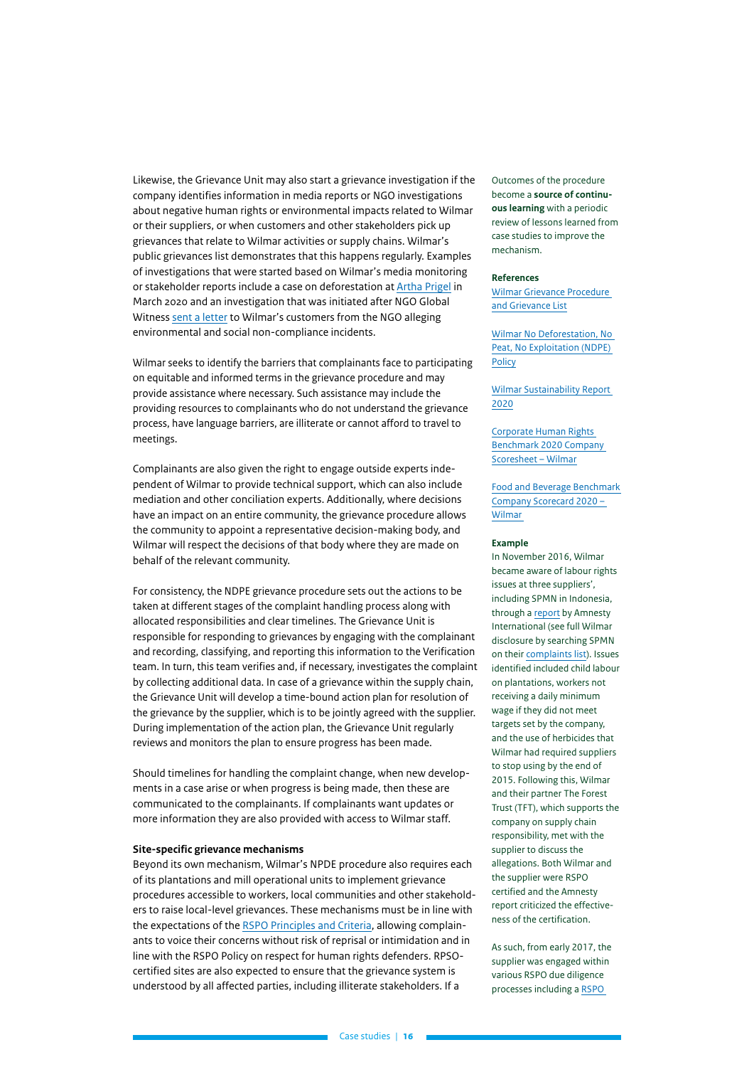Likewise, the Grievance Unit may also start a grievance investigation if the company identifies information in media reports or NGO investigations about negative human rights or environmental impacts related to Wilmar or their suppliers, or when customers and other stakeholders pick up grievances that relate to Wilmar activities or supply chains. Wilmar's public grievances list demonstrates that this happens regularly. Examples of investigations that were started based on Wilmar's media monitoring or stakeholder reports include a case on deforestation at Artha Prigel in March 2020 and an investigation that was initiated after NGO Global Witness sent a letter to Wilmar's customers from the NGO alleging environmental and social non-compliance incidents.

Wilmar seeks to identify the barriers that complainants face to participating on equitable and informed terms in the grievance procedure and may provide assistance where necessary. Such assistance may include the providing resources to complainants who do not understand the grievance process, have language barriers, are illiterate or cannot afford to travel to meetings.

Complainants are also given the right to engage outside experts independent of Wilmar to provide technical support, which can also include mediation and other conciliation experts. Additionally, where decisions have an impact on an entire community, the grievance procedure allows the community to appoint a representative decision-making body, and Wilmar will respect the decisions of that body where they are made on behalf of the relevant community.

For consistency, the NDPE grievance procedure sets out the actions to be taken at different stages of the complaint handling process along with allocated responsibilities and clear timelines. The Grievance Unit is responsible for responding to grievances by engaging with the complainant and recording, classifying, and reporting this information to the Verification team. In turn, this team verifies and, if necessary, investigates the complaint by collecting additional data. In case of a grievance within the supply chain, the Grievance Unit will develop a time-bound action plan for resolution of the grievance by the supplier, which is to be jointly agreed with the supplier. During implementation of the action plan, the Grievance Unit regularly reviews and monitors the plan to ensure progress has been made.

Should timelines for handling the complaint change, when new developments in a case arise or when progress is being made, then these are communicated to the complainants. If complainants want updates or more information they are also provided with access to Wilmar staff.

**Site-specific grievance mechanisms**

Beyond its own mechanism, Wilmar's NPDE procedure also requires each of its plantations and mill operational units to implement grievance procedures accessible to workers, local communities and other stakeholders to raise local-level grievances. These mechanisms must be in line with the expectations of the RSPO Principles and Criteria, allowing complainants to voice their concerns without risk of reprisal or intimidation and in line with the RSPO Policy on respect for human rights defenders. RPSO-certified sites are also expected to ensure that the grievance system is understood by all affected parties, including illiterate stakeholders. If a

Outcomes of the procedure become a **source of continuous learning** with a periodic review of lessons learned from case studies to improve the mechanism.

**References**

Wilmar Grievance Procedure and Grievance List

Wilmar No Deforestation, No Peat, No Exploitation (NDPE) Policy

Wilmar Sustainability Report 2020

Corporate Human Rights Benchmark 2020 Company Scoresheet – Wilmar

Food and Beverage Benchmark Company Scorecard 2020 – Wilmar

**Example**

In November 2016, Wilmar became aware of labour rights issues at three suppliers', including SPMN in Indonesia, through a report by Amnesty International (see full Wilmar disclosure by searching SPMN on their complaints list). Issues identified included child labour on plantations, workers not receiving a daily minimum wage if they did not meet targets set by the company, and the use of herbicides that Wilmar had required suppliers to stop using by the end of 2015. Following this, Wilmar and their partner The Forest Trust (TFT), which supports the company on supply chain responsibility, met with the supplier to discuss the allegations. Both Wilmar and the supplier were RSPO certified and the Amnesty report criticized the effectiveness of the certification.

As such, from early 2017, the supplier was engaged within various RSPO due diligence processes including a RSPO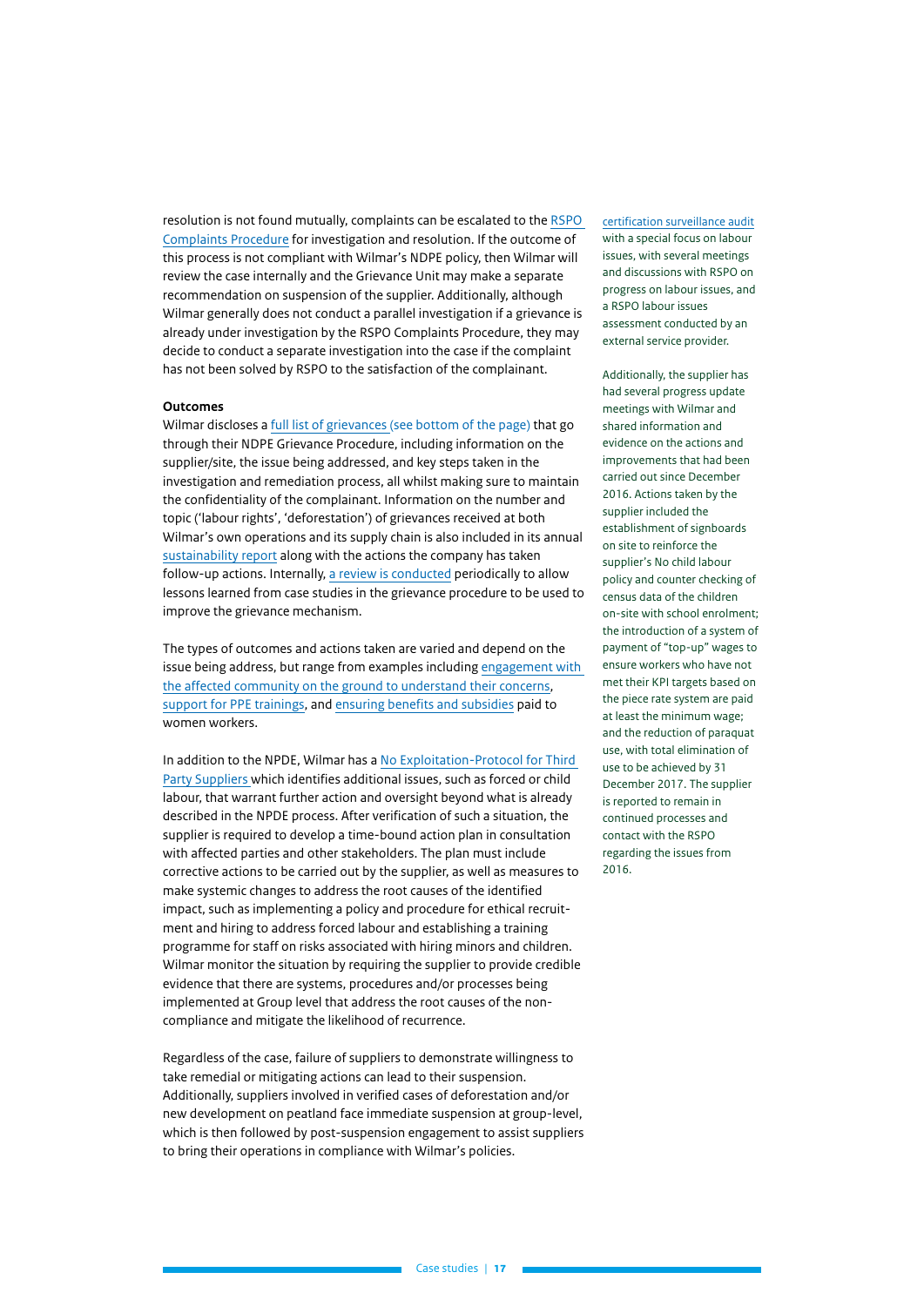resolution is not found mutually, complaints can be escalated to the RSPO Complaints Procedure for investigation and resolution. If the outcome of this process is not compliant with Wilmar's NDPE policy, then Wilmar will review the case internally and the Grievance Unit may make a separate recommendation on suspension of the supplier. Additionally, although Wilmar generally does not conduct a parallel investigation if a grievance is already under investigation by the RSPO Complaints Procedure, they may decide to conduct a separate investigation into the case if the complaint has not been solved by RSPO to the satisfaction of the complainant.

**Outcomes**

Wilmar discloses a full list of grievances (see bottom of the page) that go through their NDPE Grievance Procedure, including information on the supplier/site, the issue being addressed, and key steps taken in the investigation and remediation process, all whilst making sure to maintain the confidentiality of the complainant. Information on the number and topic ('labour rights', 'deforestation') of grievances received at both Wilmar's own operations and its supply chain is also included in its annual sustainability report along with the actions the company has taken follow-up actions. Internally, a review is conducted periodically to allow lessons learned from case studies in the grievance procedure to be used to improve the grievance mechanism.

The types of outcomes and actions taken are varied and depend on the issue being address, but range from examples including engagement with the affected community on the ground to understand their concerns, support for PPE trainings, and ensuring benefits and subsidies paid to women workers.

In addition to the NPDE, Wilmar has a No Exploitation-Protocol for Third Party Suppliers which identifies additional issues, such as forced or child labour, that warrant further action and oversight beyond what is already described in the NPDE process. After verification of such a situation, the supplier is required to develop a time-bound action plan in consultation with affected parties and other stakeholders. The plan must include corrective actions to be carried out by the supplier, as well as measures to make systemic changes to address the root causes of the identified impact, such as implementing a policy and procedure for ethical recruitment and hiring to address forced labour and establishing a training programme for staff on risks associated with hiring minors and children. Wilmar monitor the situation by requiring the supplier to provide credible evidence that there are systems, procedures and/or processes being implemented at Group level that address the root causes of the non-compliance and mitigate the likelihood of recurrence.

Regardless of the case, failure of suppliers to demonstrate willingness to take remedial or mitigating actions can lead to their suspension. Additionally, suppliers involved in verified cases of deforestation and/or new development on peatland face immediate suspension at group-level, which is then followed by post-suspension engagement to assist suppliers to bring their operations in compliance with Wilmar's policies.

certification surveillance audit with a special focus on labour issues, with several meetings and discussions with RSPO on progress on labour issues, and a RSPO labour issues assessment conducted by an external service provider.

Additionally, the supplier has had several progress update meetings with Wilmar and shared information and evidence on the actions and improvements that had been carried out since December 2016. Actions taken by the supplier included the establishment of signboards on site to reinforce the supplier's No child labour policy and counter checking of census data of the children on-site with school enrolment; the introduction of a system of payment of "top-up" wages to ensure workers who have not met their KPI targets based on the piece rate system are paid at least the minimum wage; and the reduction of paraquat use, with total elimination of use to be achieved by 31 December 2017. The supplier is reported to remain in continued processes and contact with the RSPO regarding the issues from 2016.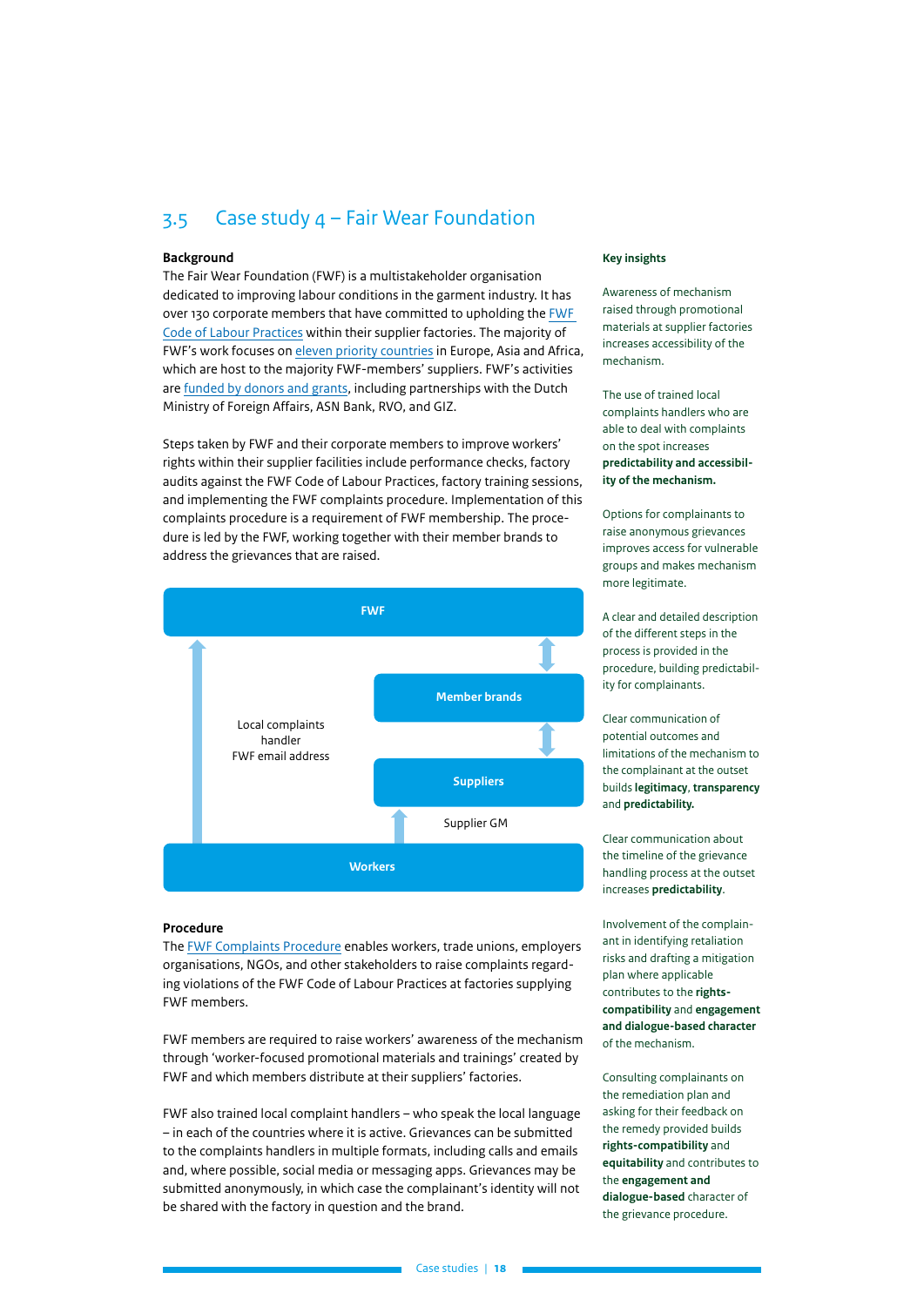## 3.5 Case study 4 – Fair Wear Foundation

**Background**

The Fair Wear Foundation (FWF) is a multistakeholder organisation dedicated to improving labour conditions in the garment industry. It has over 130 corporate members that have committed to upholding the FWF Code of Labour Practices within their supplier factories. The majority of FWF's work focuses on eleven priority countries in Europe, Asia and Africa, which are host to the majority FWF-members' suppliers. FWF's activities are funded by donors and grants, including partnerships with the Dutch Ministry of Foreign Affairs, ASN Bank, RVO, and GIZ.

Steps taken by FWF and their corporate members to improve workers' rights within their supplier facilities include performance checks, factory audits against the FWF Code of Labour Practices, factory training sessions, and implementing the FWF complaints procedure. Implementation of this complaints procedure is a requirement of FWF membership. The procedure is led by the FWF, working together with their member brands to address the grievances that are raised.

FWF

Member brands

Local complaints handler
FWF email address

Suppliers

Supplier GM

Workers

**Procedure**

The FWF Complaints Procedure enables workers, trade unions, employers organisations, NGOs, and other stakeholders to raise complaints regarding violations of the FWF Code of Labour Practices at factories supplying FWF members.

FWF members are required to raise workers' awareness of the mechanism through 'worker-focused promotional materials and trainings' created by FWF and which members distribute at their suppliers' factories.

FWF also trained local complaint handlers – who speak the local language – in each of the countries where it is active. Grievances can be submitted to the complaints handlers in multiple formats, including calls and emails and, where possible, social media or messaging apps. Grievances may be submitted anonymously, in which case the complainant's identity will not be shared with the factory in question and the brand.

**Key insights**

Awareness of mechanism raised through promotional materials at supplier factories increases accessibility of the mechanism.

The use of trained local complaints handlers who are able to deal with complaints on the spot increases **predictability and accessibility of the mechanism.**

Options for complainants to raise anonymous grievances improves access for vulnerable groups and makes mechanism more legitimate.

A clear and detailed description of the different steps in the process is provided in the procedure, building predictability for complainants.

Clear communication of potential outcomes and limitations of the mechanism to the complainant at the outset builds **legitimacy**, **transparency** and **predictability.**

Clear communication about the timeline of the grievance handling process at the outset increases **predictability**.

Involvement of the complainant in identifying retaliation risks and drafting a mitigation plan where applicable contributes to the **rights-compatibility** and **engagement and dialogue-based character** of the mechanism.

Consulting complainants on the remediation plan and asking for their feedback on the remedy provided builds **rights-compatibility** and **equitability** and contributes to the **engagement and dialogue-based** character of the grievance procedure.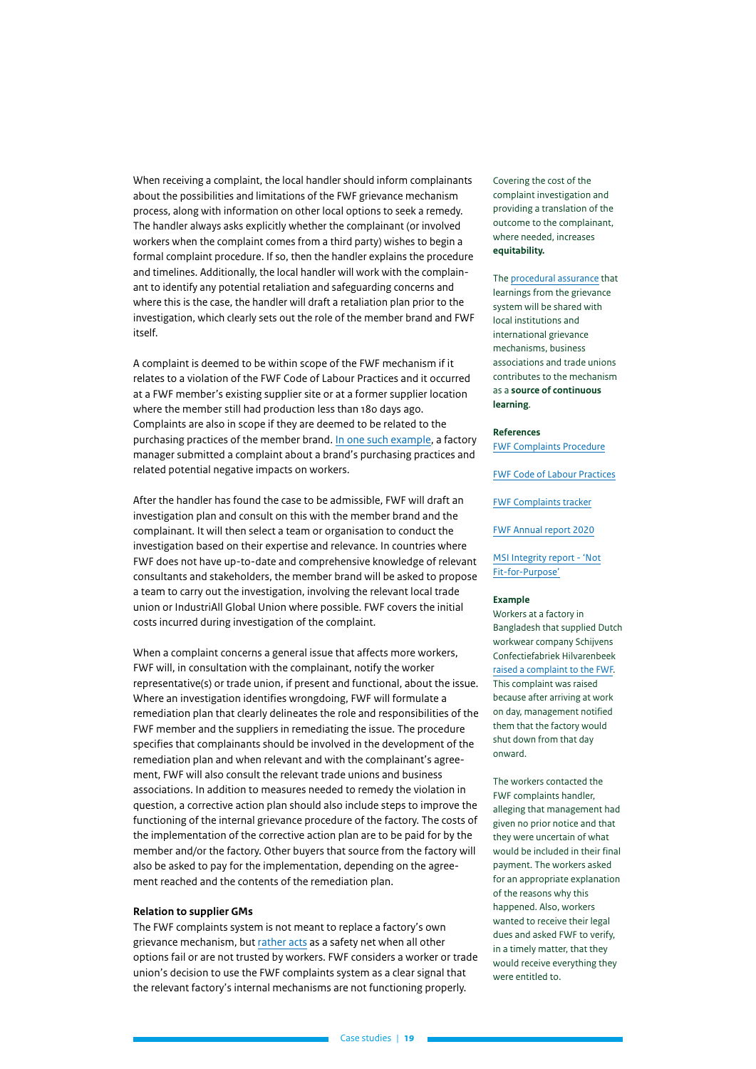When receiving a complaint, the local handler should inform complainants about the possibilities and limitations of the FWF grievance mechanism process, along with information on other local options to seek a remedy. The handler always asks explicitly whether the complainant (or involved workers when the complaint comes from a third party) wishes to begin a formal complaint procedure. If so, then the handler explains the procedure and timelines. Additionally, the local handler will work with the complainant to identify any potential retaliation and safeguarding concerns and where this is the case, the handler will draft a retaliation plan prior to the investigation, which clearly sets out the role of the member brand and FWF itself.

A complaint is deemed to be within scope of the FWF mechanism if it relates to a violation of the FWF Code of Labour Practices and it occurred at a FWF member's existing supplier site or at a former supplier location where the member still had production less than 180 days ago. Complaints are also in scope if they are deemed to be related to the purchasing practices of the member brand. In one such example, a factory manager submitted a complaint about a brand's purchasing practices and related potential negative impacts on workers.

After the handler has found the case to be admissible, FWF will draft an investigation plan and consult on this with the member brand and the complainant. It will then select a team or organisation to conduct the investigation based on their expertise and relevance. In countries where FWF does not have up-to-date and comprehensive knowledge of relevant consultants and stakeholders, the member brand will be asked to propose a team to carry out the investigation, involving the relevant local trade union or IndustriAll Global Union where possible. FWF covers the initial costs incurred during investigation of the complaint.

When a complaint concerns a general issue that affects more workers, FWF will, in consultation with the complainant, notify the worker representative(s) or trade union, if present and functional, about the issue. Where an investigation identifies wrongdoing, FWF will formulate a remediation plan that clearly delineates the role and responsibilities of the FWF member and the suppliers in remediating the issue. The procedure specifies that complainants should be involved in the development of the remediation plan and when relevant and with the complainant's agreement, FWF will also consult the relevant trade unions and business associations. In addition to measures needed to remedy the violation in question, a corrective action plan should also include steps to improve the functioning of the internal grievance procedure of the factory. The costs of the implementation of the corrective action plan are to be paid for by the member and/or the factory. Other buyers that source from the factory will also be asked to pay for the implementation, depending on the agreement reached and the contents of the remediation plan.

#### Relation to supplier GMs

The FWF complaints system is not meant to replace a factory's own grievance mechanism, but rather acts as a safety net when all other options fail or are not trusted by workers. FWF considers a worker or trade union's decision to use the FWF complaints system as a clear signal that the relevant factory's internal mechanisms are not functioning properly.

Covering the cost of the complaint investigation and providing a translation of the outcome to the complainant, where needed, increases **equitability.**

The procedural assurance that learnings from the grievance system will be shared with local institutions and international grievance mechanisms, business associations and trade unions contributes to the mechanism as a **source of continuous learning**.

**References**

FWF Complaints Procedure

FWF Code of Labour Practices

FWF Complaints tracker

FWF Annual report 2020

MSI Integrity report - 'Not Fit-for-Purpose'

**Example**

Workers at a factory in Bangladesh that supplied Dutch workwear company Schijvens Confectiefabriek Hilvarenbeek raised a complaint to the FWF. This complaint was raised because after arriving at work on day, management notified them that the factory would shut down from that day onward.

The workers contacted the FWF complaints handler, alleging that management had given no prior notice and that they were uncertain of what would be included in their final payment. The workers asked for an appropriate explanation of the reasons why this happened. Also, workers wanted to receive their legal dues and asked FWF to verify, in a timely matter, that they would receive everything they were entitled to.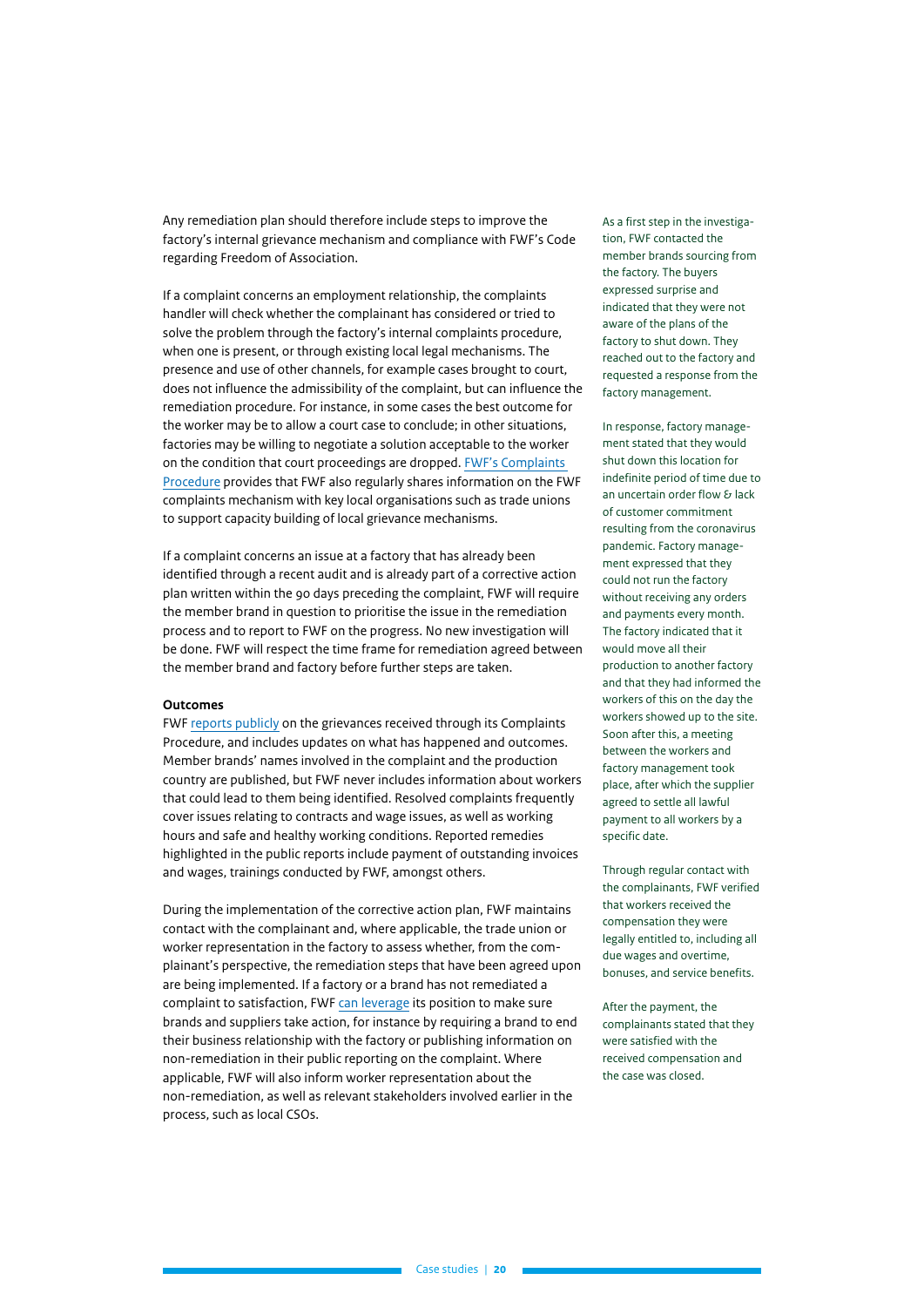Any remediation plan should therefore include steps to improve the factory's internal grievance mechanism and compliance with FWF's Code regarding Freedom of Association.

If a complaint concerns an employment relationship, the complaints handler will check whether the complainant has considered or tried to solve the problem through the factory's internal complaints procedure, when one is present, or through existing local legal mechanisms. The presence and use of other channels, for example cases brought to court, does not influence the admissibility of the complaint, but can influence the remediation procedure. For instance, in some cases the best outcome for the worker may be to allow a court case to conclude; in other situations, factories may be willing to negotiate a solution acceptable to the worker on the condition that court proceedings are dropped. FWF's Complaints Procedure provides that FWF also regularly shares information on the FWF complaints mechanism with key local organisations such as trade unions to support capacity building of local grievance mechanisms.

If a complaint concerns an issue at a factory that has already been identified through a recent audit and is already part of a corrective action plan written within the 90 days preceding the complaint, FWF will require the member brand in question to prioritise the issue in the remediation process and to report to FWF on the progress. No new investigation will be done. FWF will respect the time frame for remediation agreed between the member brand and factory before further steps are taken.

**Outcomes**

FWF reports publicly on the grievances received through its Complaints Procedure, and includes updates on what has happened and outcomes. Member brands' names involved in the complaint and the production country are published, but FWF never includes information about workers that could lead to them being identified. Resolved complaints frequently cover issues relating to contracts and wage issues, as well as working hours and safe and healthy working conditions. Reported remedies highlighted in the public reports include payment of outstanding invoices and wages, trainings conducted by FWF, amongst others.

During the implementation of the corrective action plan, FWF maintains contact with the complainant and, where applicable, the trade union or worker representation in the factory to assess whether, from the complainant's perspective, the remediation steps that have been agreed upon are being implemented. If a factory or a brand has not remediated a complaint to satisfaction, FWF can leverage its position to make sure brands and suppliers take action, for instance by requiring a brand to end their business relationship with the factory or publishing information on non-remediation in their public reporting on the complaint. Where applicable, FWF will also inform worker representation about the non-remediation, as well as relevant stakeholders involved earlier in the process, such as local CSOs.

As a first step in the investigation, FWF contacted the member brands sourcing from the factory. The buyers expressed surprise and indicated that they were not aware of the plans of the factory to shut down. They reached out to the factory and requested a response from the factory management.

In response, factory management stated that they would shut down this location for indefinite period of time due to an uncertain order flow & lack of customer commitment resulting from the coronavirus pandemic. Factory management expressed that they could not run the factory without receiving any orders and payments every month. The factory indicated that it would move all their production to another factory and that they had informed the workers of this on the day the workers showed up to the site. Soon after this, a meeting between the workers and factory management took place, after which the supplier agreed to settle all lawful payment to all workers by a specific date.

Through regular contact with the complainants, FWF verified that workers received the compensation they were legally entitled to, including all due wages and overtime, bonuses, and service benefits.

After the payment, the complainants stated that they were satisfied with the received compensation and the case was closed.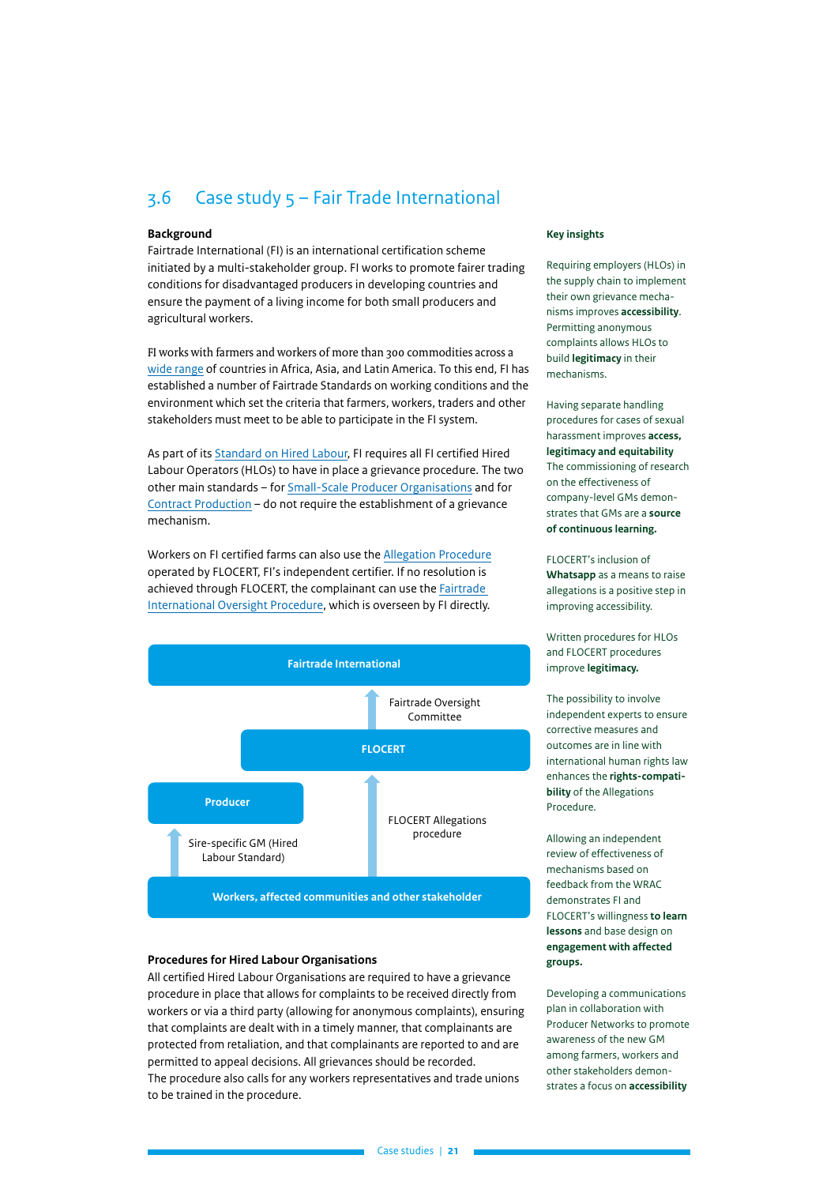## 3.6 Case study 5 – Fair Trade International

**Background**

Fairtrade International (FI) is an international certification scheme initiated by a multi-stakeholder group. FI works to promote fairer trading conditions for disadvantaged producers in developing countries and ensure the payment of a living income for both small producers and agricultural workers.

FI works with farmers and workers of more than 300 commodities across a wide range of countries in Africa, Asia, and Latin America. To this end, FI has established a number of Fairtrade Standards on working conditions and the environment which set the criteria that farmers, workers, traders and other stakeholders must meet to be able to participate in the FI system.

As part of its Standard on Hired Labour, FI requires all FI certified Hired Labour Operators (HLOs) to have in place a grievance procedure. The two other main standards – for Small-Scale Producer Organisations and for Contract Production – do not require the establishment of a grievance mechanism.

Workers on FI certified farms can also use the Allegation Procedure operated by FLOCERT, FI's independent certifier. If no resolution is achieved through FLOCERT, the complainant can use the Fairtrade International Oversight Procedure, which is overseen by FI directly.

Fairtrade International

↑ Fairtrade Oversight Committee

FLOCERT

↑ FLOCERT Allegations procedure

Producer

↑ Sire-specific GM (Hired Labour Standard)

Workers, affected communities and other stakeholder

**Procedures for Hired Labour Organisations**

All certified Hired Labour Organisations are required to have a grievance procedure in place that allows for complaints to be received directly from workers or via a third party (allowing for anonymous complaints), ensuring that complaints are dealt with in a timely manner, that complainants are protected from retaliation, and that complainants are reported to and are permitted to appeal decisions. All grievances should be recorded. The procedure also calls for any workers representatives and trade unions to be trained in the procedure.

**Key insights**

Requiring employers (HLOs) in the supply chain to implement their own grievance mechanisms improves **accessibility**. Permitting anonymous complaints allows HLOs to build **legitimacy** in their mechanisms.

Having separate handling procedures for cases of sexual harassment improves **access, legitimacy and equitability** The commissioning of research on the effectiveness of company-level GMs demonstrates that GMs are a **source of continuous learning.**

FLOCERT's inclusion of **Whatsapp** as a means to raise allegations is a positive step in improving accessibility.

Written procedures for HLOs and FLOCERT procedures improve **legitimacy.**

The possibility to involve independent experts to ensure corrective measures and outcomes are in line with international human rights law enhances the **rights-compatibility** of the Allegations Procedure.

Allowing an independent review of effectiveness of mechanisms based on feedback from the WRAC demonstrates FI and FLOCERT's willingness **to learn lessons** and base design on **engagement with affected groups.**

Developing a communications plan in collaboration with Producer Networks to promote awareness of the new GM among farmers, workers and other stakeholders demonstrates a focus on **accessibility**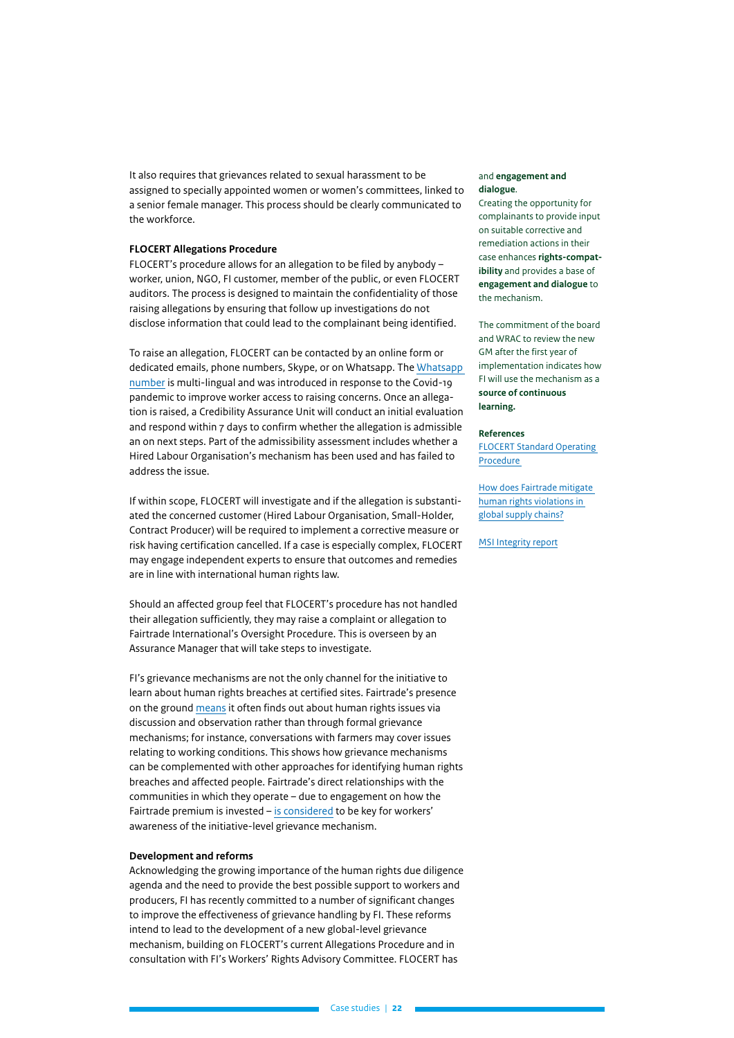It also requires that grievances related to sexual harassment to be assigned to specially appointed women or women's committees, linked to a senior female manager. This process should be clearly communicated to the workforce.

**FLOCERT Allegations Procedure**

FLOCERT's procedure allows for an allegation to be filed by anybody – worker, union, NGO, FI customer, member of the public, or even FLOCERT auditors. The process is designed to maintain the confidentiality of those raising allegations by ensuring that follow up investigations do not disclose information that could lead to the complainant being identified.

To raise an allegation, FLOCERT can be contacted by an online form or dedicated emails, phone numbers, Skype, or on Whatsapp. The Whatsapp number is multi-lingual and was introduced in response to the Covid-19 pandemic to improve worker access to raising concerns. Once an allegation is raised, a Credibility Assurance Unit will conduct an initial evaluation and respond within 7 days to confirm whether the allegation is admissible an on next steps. Part of the admissibility assessment includes whether a Hired Labour Organisation's mechanism has been used and has failed to address the issue.

If within scope, FLOCERT will investigate and if the allegation is substantiated the concerned customer (Hired Labour Organisation, Small-Holder, Contract Producer) will be required to implement a corrective measure or risk having certification cancelled. If a case is especially complex, FLOCERT may engage independent experts to ensure that outcomes and remedies are in line with international human rights law.

Should an affected group feel that FLOCERT's procedure has not handled their allegation sufficiently, they may raise a complaint or allegation to Fairtrade International's Oversight Procedure. This is overseen by an Assurance Manager that will take steps to investigate.

FI's grievance mechanisms are not the only channel for the initiative to learn about human rights breaches at certified sites. Fairtrade's presence on the ground means it often finds out about human rights issues via discussion and observation rather than through formal grievance mechanisms; for instance, conversations with farmers may cover issues relating to working conditions. This shows how grievance mechanisms can be complemented with other approaches for identifying human rights breaches and affected people. Fairtrade's direct relationships with the communities in which they operate – due to engagement on how the Fairtrade premium is invested – is considered to be key for workers' awareness of the initiative-level grievance mechanism.

**Development and reforms**

Acknowledging the growing importance of the human rights due diligence agenda and the need to provide the best possible support to workers and producers, FI has recently committed to a number of significant changes to improve the effectiveness of grievance handling by FI. These reforms intend to lead to the development of a new global-level grievance mechanism, building on FLOCERT's current Allegations Procedure and in consultation with FI's Workers' Rights Advisory Committee. FLOCERT has

and **engagement and dialogue**.

Creating the opportunity for complainants to provide input on suitable corrective and remediation actions in their case enhances **rights-compatibility** and provides a base of **engagement and dialogue** to the mechanism.

The commitment of the board and WRAC to review the new GM after the first year of implementation indicates how FI will use the mechanism as a **source of continuous learning.**

**References**

FLOCERT Standard Operating Procedure

How does Fairtrade mitigate human rights violations in global supply chains?

MSI Integrity report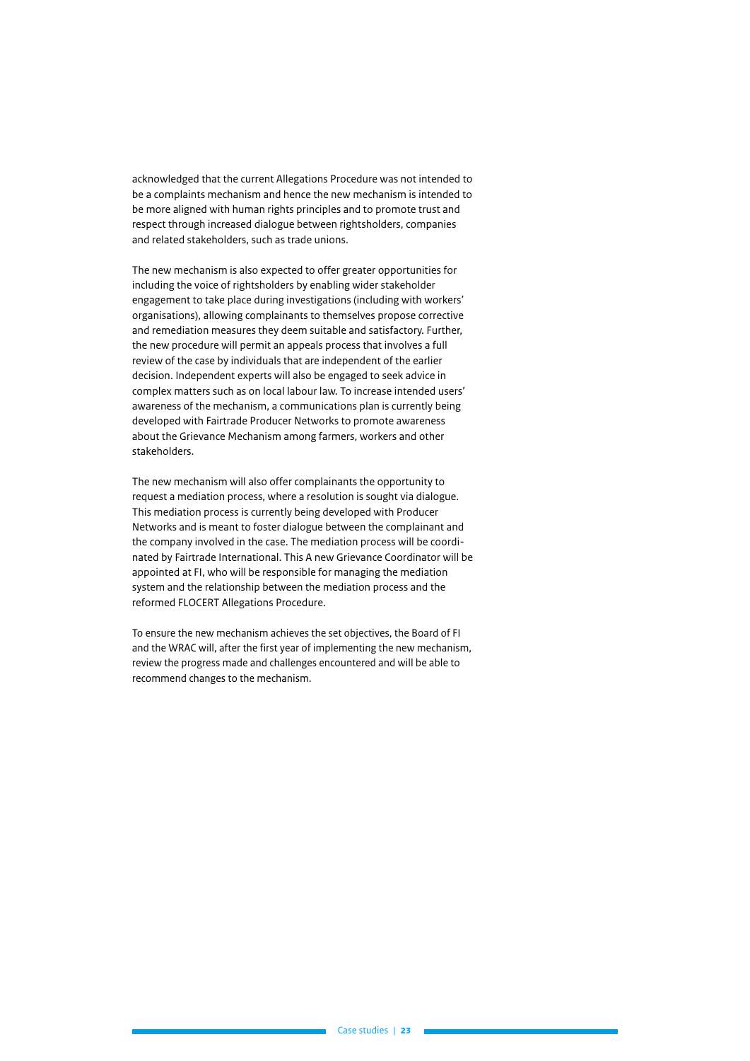acknowledged that the current Allegations Procedure was not intended to be a complaints mechanism and hence the new mechanism is intended to be more aligned with human rights principles and to promote trust and respect through increased dialogue between rightsholders, companies and related stakeholders, such as trade unions.

The new mechanism is also expected to offer greater opportunities for including the voice of rightsholders by enabling wider stakeholder engagement to take place during investigations (including with workers' organisations), allowing complainants to themselves propose corrective and remediation measures they deem suitable and satisfactory. Further, the new procedure will permit an appeals process that involves a full review of the case by individuals that are independent of the earlier decision. Independent experts will also be engaged to seek advice in complex matters such as on local labour law. To increase intended users' awareness of the mechanism, a communications plan is currently being developed with Fairtrade Producer Networks to promote awareness about the Grievance Mechanism among farmers, workers and other stakeholders.

The new mechanism will also offer complainants the opportunity to request a mediation process, where a resolution is sought via dialogue. This mediation process is currently being developed with Producer Networks and is meant to foster dialogue between the complainant and the company involved in the case. The mediation process will be coordinated by Fairtrade International. This A new Grievance Coordinator will be appointed at FI, who will be responsible for managing the mediation system and the relationship between the mediation process and the reformed FLOCERT Allegations Procedure.

To ensure the new mechanism achieves the set objectives, the Board of FI and the WRAC will, after the first year of implementing the new mechanism, review the progress made and challenges encountered and will be able to recommend changes to the mechanism.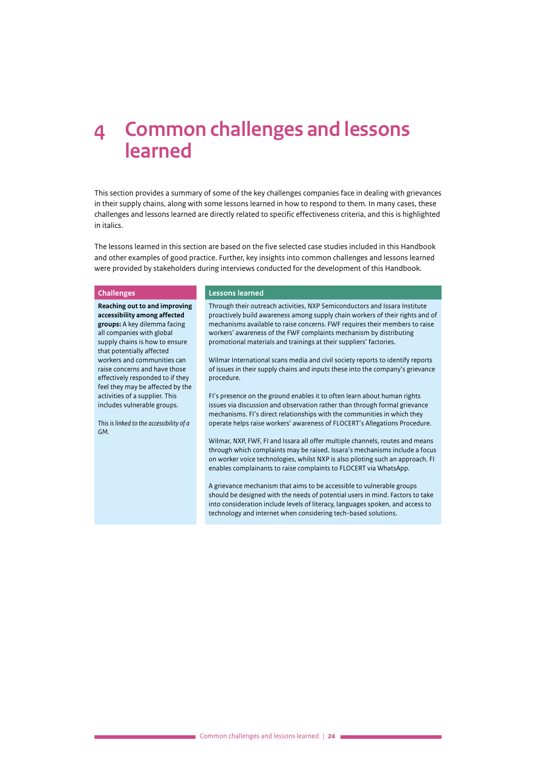# 4 Common challenges and lessons learned

This section provides a summary of some of the key challenges companies face in dealing with grievances in their supply chains, along with some lessons learned in how to respond to them. In many cases, these challenges and lessons learned are directly related to specific effectiveness criteria, and this is highlighted in italics.

The lessons learned in this section are based on the five selected case studies included in this Handbook and other examples of good practice. Further, key insights into common challenges and lessons learned were provided by stakeholders during interviews conducted for the development of this Handbook.

| Challenges | Lessons learned |
|---|---|
| **Reaching out to and improving accessibility among affected groups:** A key dilemma facing all companies with global supply chains is how to ensure that potentially affected workers and communities can raise concerns and have those effectively responded to if they feel they may be affected by the activities of a supplier. This includes vulnerable groups.<br><br>*This is linked to the accessibility of a GM.* | Through their outreach activities, NXP Semiconductors and Issara Institute proactively build awareness among supply chain workers of their rights and of mechanisms available to raise concerns. FWF requires their members to raise workers' awareness of the FWF complaints mechanism by distributing promotional materials and trainings at their suppliers' factories.<br><br>Wilmar International scans media and civil society reports to identify reports of issues in their supply chains and inputs these into the company's grievance procedure.<br><br>FI's presence on the ground enables it to often learn about human rights issues via discussion and observation rather than through formal grievance mechanisms. FI's direct relationships with the communities in which they operate helps raise workers' awareness of FLOCERT's Allegations Procedure.<br><br>Wilmar, NXP, FWF, FI and Issara all offer multiple channels, routes and means through which complaints may be raised. Issara's mechanisms include a focus on worker voice technologies, whilst NXP is also piloting such an approach. FI enables complainants to raise complaints to FLOCERT via WhatsApp.<br><br>A grievance mechanism that aims to be accessible to vulnerable groups should be designed with the needs of potential users in mind. Factors to take into consideration include levels of literacy, languages spoken, and access to technology and internet when considering tech-based solutions. |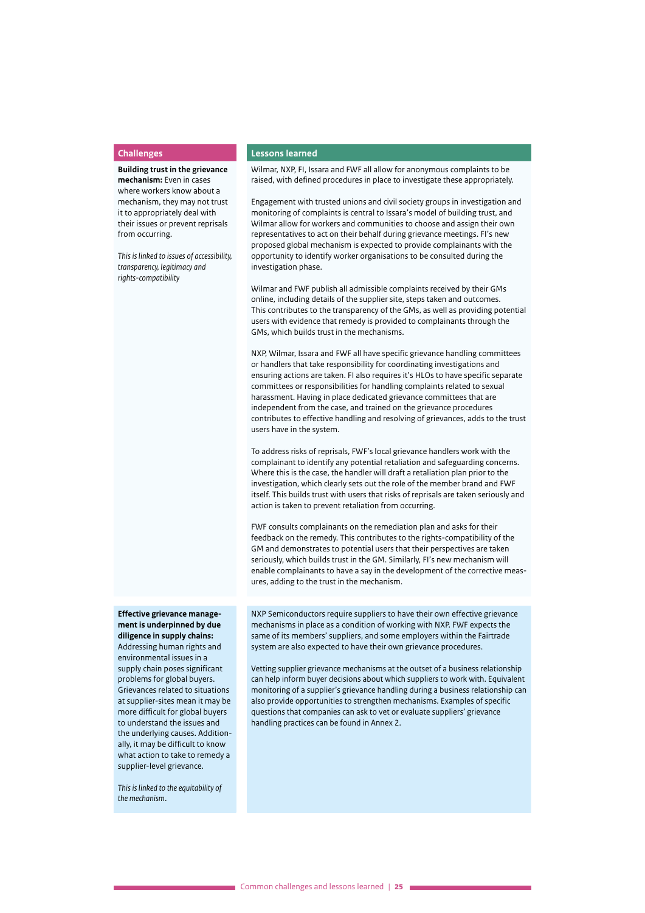| Challenges | Lessons learned |
| --- | --- |
| **Building trust in the grievance mechanism:** Even in cases where workers know about a mechanism, they may not trust it to appropriately deal with their issues or prevent reprisals from occurring.<br><br>*This is linked to issues of accessibility, transparency, legitimacy and rights-compatibility* | Wilmar, NXP, FI, Issara and FWF all allow for anonymous complaints to be raised, with defined procedures in place to investigate these appropriately.<br><br>Engagement with trusted unions and civil society groups in investigation and monitoring of complaints is central to Issara's model of building trust, and Wilmar allow for workers and communities to choose and assign their own representatives to act on their behalf during grievance meetings. FI's new proposed global mechanism is expected to provide complainants with the opportunity to identify worker organisations to be consulted during the investigation phase.<br><br>Wilmar and FWF publish all admissible complaints received by their GMs online, including details of the supplier site, steps taken and outcomes. This contributes to the transparency of the GMs, as well as providing potential users with evidence that remedy is provided to complainants through the GMs, which builds trust in the mechanisms.<br><br>NXP, Wilmar, Issara and FWF all have specific grievance handling committees or handlers that take responsibility for coordinating investigations and ensuring actions are taken. FI also requires it's HLOs to have specific separate committees or responsibilities for handling complaints related to sexual harassment. Having in place dedicated grievance committees that are independent from the case, and trained on the grievance procedures contributes to effective handling and resolving of grievances, adds to the trust users have in the system.<br><br>To address risks of reprisals, FWF's local grievance handlers work with the complainant to identify any potential retaliation and safeguarding concerns. Where this is the case, the handler will draft a retaliation plan prior to the investigation, which clearly sets out the role of the member brand and FWF itself. This builds trust with users that risks of reprisals are taken seriously and action is taken to prevent retaliation from occurring.<br><br>FWF consults complainants on the remediation plan and asks for their feedback on the remedy. This contributes to the rights-compatibility of the GM and demonstrates to potential users that their perspectives are taken seriously, which builds trust in the GM. Similarly, FI's new mechanism will enable complainants to have a say in the development of the corrective measures, adding to the trust in the mechanism. |
| **Effective grievance management is underpinned by due diligence in supply chains:** Addressing human rights and environmental issues in a supply chain poses significant problems for global buyers. Grievances related to situations at supplier-sites mean it may be more difficult for global buyers to understand the issues and the underlying causes. Additionally, it may be difficult to know what action to take to remedy a supplier-level grievance.<br><br>*This is linked to the equitability of the mechanism.* | NXP Semiconductors require suppliers to have their own effective grievance mechanisms in place as a condition of working with NXP. FWF expects the same of its members' suppliers, and some employers within the Fairtrade system are also expected to have their own grievance procedures.<br><br>Vetting supplier grievance mechanisms at the outset of a business relationship can help inform buyer decisions about which suppliers to work with. Equivalent monitoring of a supplier's grievance handling during a business relationship can also provide opportunities to strengthen mechanisms. Examples of specific questions that companies can ask to vet or evaluate suppliers' grievance handling practices can be found in Annex 2. |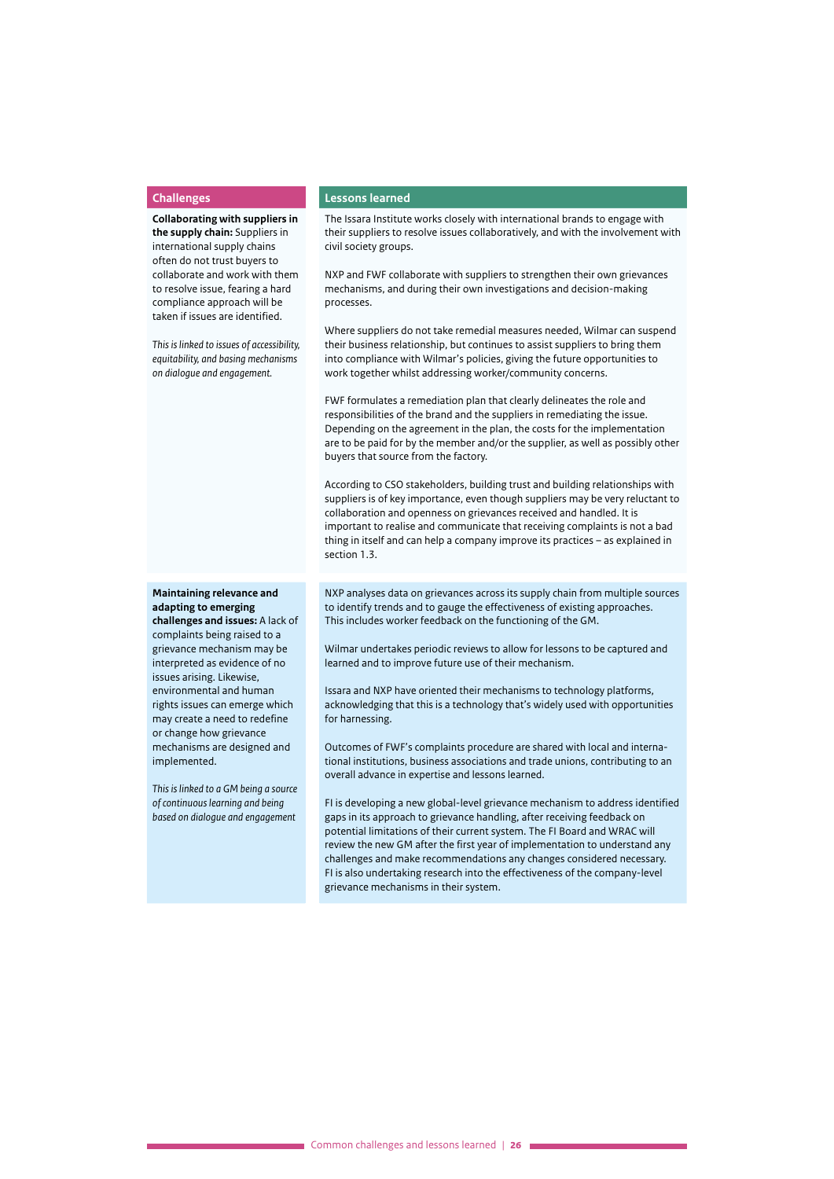| Challenges | Lessons learned |
|---|---|
| **Collaborating with suppliers in the supply chain:** Suppliers in international supply chains often do not trust buyers to collaborate and work with them to resolve issue, fearing a hard compliance approach will be taken if issues are identified.<br><br>*This is linked to issues of accessibility, equitability, and basing mechanisms on dialogue and engagement.* | The Issara Institute works closely with international brands to engage with their suppliers to resolve issues collaboratively, and with the involvement with civil society groups.<br><br>NXP and FWF collaborate with suppliers to strengthen their own grievances mechanisms, and during their own investigations and decision-making processes.<br><br>Where suppliers do not take remedial measures needed, Wilmar can suspend their business relationship, but continues to assist suppliers to bring them into compliance with Wilmar's policies, giving the future opportunities to work together whilst addressing worker/community concerns.<br><br>FWF formulates a remediation plan that clearly delineates the role and responsibilities of the brand and the suppliers in remediating the issue. Depending on the agreement in the plan, the costs for the implementation are to be paid for by the member and/or the supplier, as well as possibly other buyers that source from the factory.<br><br>According to CSO stakeholders, building trust and building relationships with suppliers is of key importance, even though suppliers may be very reluctant to collaboration and openness on grievances received and handled. It is important to realise and communicate that receiving complaints is not a bad thing in itself and can help a company improve its practices – as explained in section 1.3. |
| **Maintaining relevance and adapting to emerging challenges and issues:** A lack of complaints being raised to a grievance mechanism may be interpreted as evidence of no issues arising. Likewise, environmental and human rights issues can emerge which may create a need to redefine or change how grievance mechanisms are designed and implemented.<br><br>*This is linked to a GM being a source of continuous learning and being based on dialogue and engagement* | NXP analyses data on grievances across its supply chain from multiple sources to identify trends and to gauge the effectiveness of existing approaches. This includes worker feedback on the functioning of the GM.<br><br>Wilmar undertakes periodic reviews to allow for lessons to be captured and learned and to improve future use of their mechanism.<br><br>Issara and NXP have oriented their mechanisms to technology platforms, acknowledging that this is a technology that's widely used with opportunities for harnessing.<br><br>Outcomes of FWF's complaints procedure are shared with local and international institutions, business associations and trade unions, contributing to an overall advance in expertise and lessons learned.<br><br>FI is developing a new global-level grievance mechanism to address identified gaps in its approach to grievance handling, after receiving feedback on potential limitations of their current system. The FI Board and WRAC will review the new GM after the first year of implementation to understand any challenges and make recommendations any changes considered necessary. FI is also undertaking research into the effectiveness of the company-level grievance mechanisms in their system. |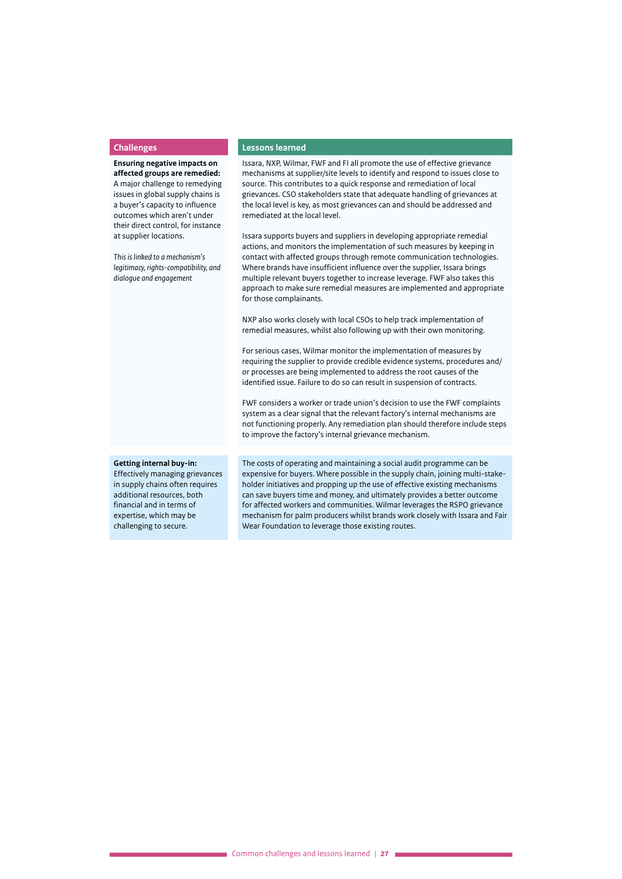| Challenges | Lessons learned |
|---|---|
| **Ensuring negative impacts on affected groups are remedied:** A major challenge to remedying issues in global supply chains is a buyer's capacity to influence outcomes which aren't under their direct control, for instance at supplier locations.<br><br>*This is linked to a mechanism's legitimacy, rights-compatibility, and dialogue and engagement* | Issara, NXP, Wilmar, FWF and FI all promote the use of effective grievance mechanisms at supplier/site levels to identify and respond to issues close to source. This contributes to a quick response and remediation of local grievances. CSO stakeholders state that adequate handling of grievances at the local level is key, as most grievances can and should be addressed and remediated at the local level.<br><br>Issara supports buyers and suppliers in developing appropriate remedial actions, and monitors the implementation of such measures by keeping in contact with affected groups through remote communication technologies. Where brands have insufficient influence over the supplier, Issara brings multiple relevant buyers together to increase leverage. FWF also takes this approach to make sure remedial measures are implemented and appropriate for those complainants.<br><br>NXP also works closely with local CSOs to help track implementation of remedial measures, whilst also following up with their own monitoring.<br><br>For serious cases, Wilmar monitor the implementation of measures by requiring the supplier to provide credible evidence systems, procedures and/or processes are being implemented to address the root causes of the identified issue. Failure to do so can result in suspension of contracts.<br><br>FWF considers a worker or trade union's decision to use the FWF complaints system as a clear signal that the relevant factory's internal mechanisms are not functioning properly. Any remediation plan should therefore include steps to improve the factory's internal grievance mechanism. |
| **Getting internal buy-in:** Effectively managing grievances in supply chains often requires additional resources, both financial and in terms of expertise, which may be challenging to secure. | The costs of operating and maintaining a social audit programme can be expensive for buyers. Where possible in the supply chain, joining multi-stakeholder initiatives and propping up the use of effective existing mechanisms can save buyers time and money, and ultimately provides a better outcome for affected workers and communities. Wilmar leverages the RSPO grievance mechanism for palm producers whilst brands work closely with Issara and Fair Wear Foundation to leverage those existing routes. |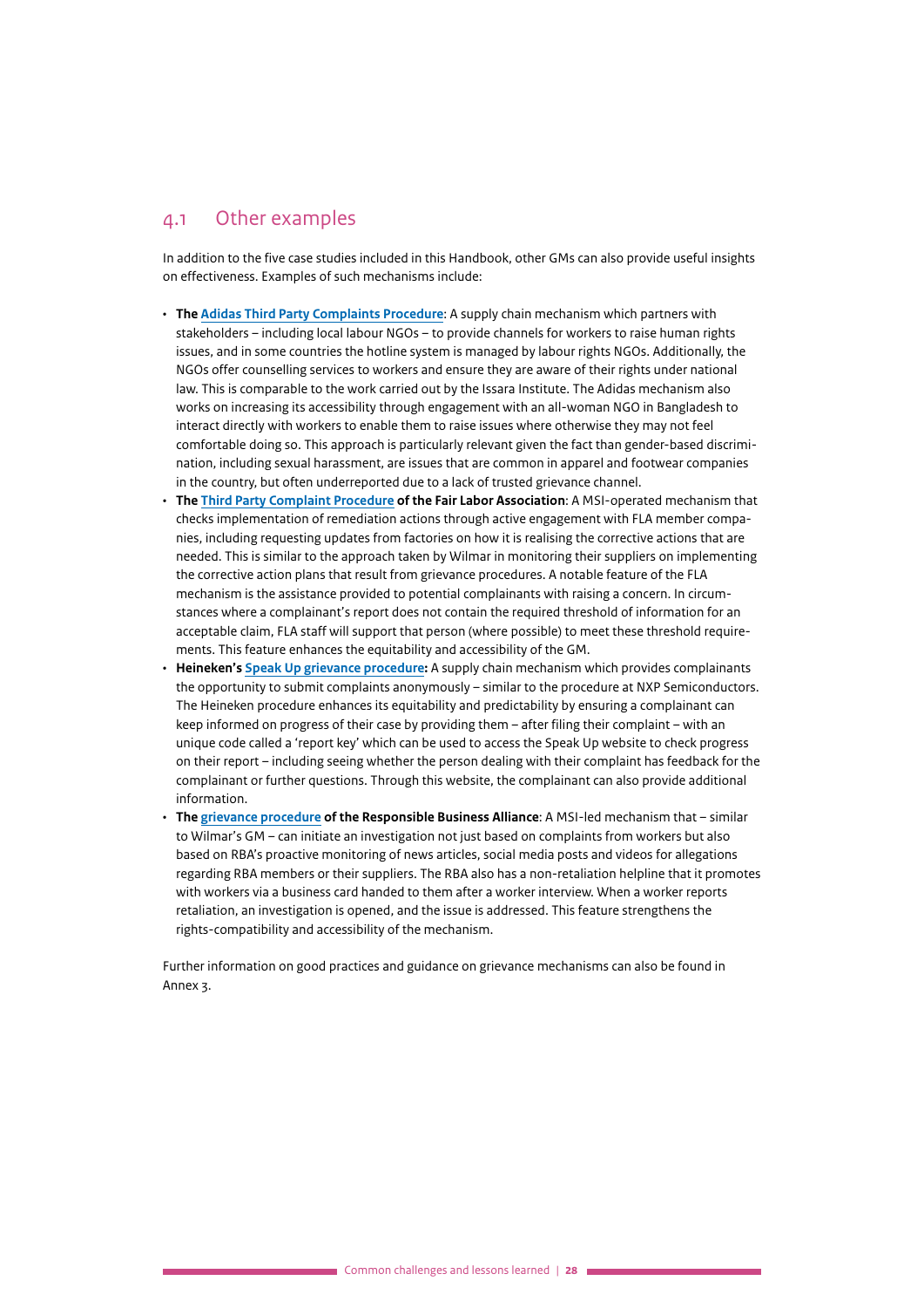## 4.1 Other examples

In addition to the five case studies included in this Handbook, other GMs can also provide useful insights on effectiveness. Examples of such mechanisms include:

- **The Adidas Third Party Complaints Procedure**: A supply chain mechanism which partners with stakeholders – including local labour NGOs – to provide channels for workers to raise human rights issues, and in some countries the hotline system is managed by labour rights NGOs. Additionally, the NGOs offer counselling services to workers and ensure they are aware of their rights under national law. This is comparable to the work carried out by the Issara Institute. The Adidas mechanism also works on increasing its accessibility through engagement with an all-woman NGO in Bangladesh to interact directly with workers to enable them to raise issues where otherwise they may not feel comfortable doing so. This approach is particularly relevant given the fact than gender-based discrimination, including sexual harassment, are issues that are common in apparel and footwear companies in the country, but often underreported due to a lack of trusted grievance channel.
- **The Third Party Complaint Procedure of the Fair Labor Association**: A MSI-operated mechanism that checks implementation of remediation actions through active engagement with FLA member companies, including requesting updates from factories on how it is realising the corrective actions that are needed. This is similar to the approach taken by Wilmar in monitoring their suppliers on implementing the corrective action plans that result from grievance procedures. A notable feature of the FLA mechanism is the assistance provided to potential complainants with raising a concern. In circumstances where a complainant's report does not contain the required threshold of information for an acceptable claim, FLA staff will support that person (where possible) to meet these threshold requirements. This feature enhances the equitability and accessibility of the GM.
- **Heineken's Speak Up grievance procedure:** A supply chain mechanism which provides complainants the opportunity to submit complaints anonymously – similar to the procedure at NXP Semiconductors. The Heineken procedure enhances its equitability and predictability by ensuring a complainant can keep informed on progress of their case by providing them – after filing their complaint – with an unique code called a 'report key' which can be used to access the Speak Up website to check progress on their report – including seeing whether the person dealing with their complaint has feedback for the complainant or further questions. Through this website, the complainant can also provide additional information.
- **The grievance procedure of the Responsible Business Alliance**: A MSI-led mechanism that – similar to Wilmar's GM – can initiate an investigation not just based on complaints from workers but also based on RBA's proactive monitoring of news articles, social media posts and videos for allegations regarding RBA members or their suppliers. The RBA also has a non-retaliation helpline that it promotes with workers via a business card handed to them after a worker interview. When a worker reports retaliation, an investigation is opened, and the issue is addressed. This feature strengthens the rights-compatibility and accessibility of the mechanism.

Further information on good practices and guidance on grievance mechanisms can also be found in Annex 3.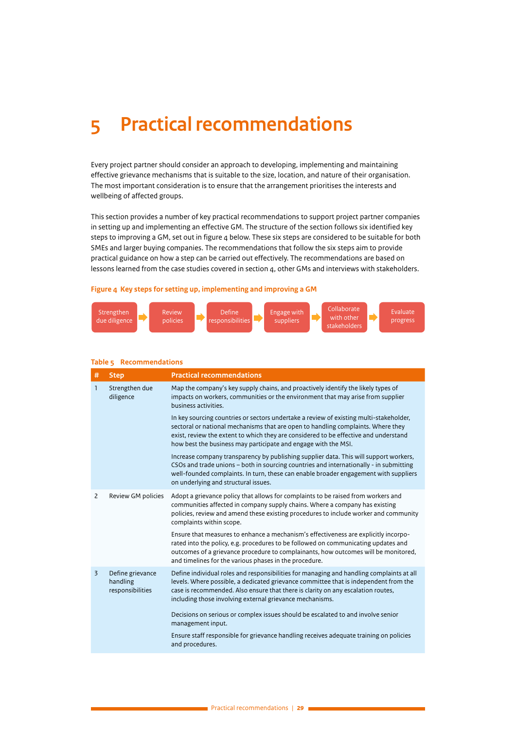# 5 Practical recommendations

Every project partner should consider an approach to developing, implementing and maintaining effective grievance mechanisms that is suitable to the size, location, and nature of their organisation. The most important consideration is to ensure that the arrangement prioritises the interests and wellbeing of affected groups.

This section provides a number of key practical recommendations to support project partner companies in setting up and implementing an effective GM. The structure of the section follows six identified key steps to improving a GM, set out in figure 4 below. These six steps are considered to be suitable for both SMEs and larger buying companies. The recommendations that follow the six steps aim to provide practical guidance on how a step can be carried out effectively. The recommendations are based on lessons learned from the case studies covered in section 4, other GMs and interviews with stakeholders.

**Figure 4 Key steps for setting up, implementing and improving a GM**

Strengthen due diligence → Review policies → Define responsibilities → Engage with suppliers → Collaborate with other stakeholders → Evaluate progress

**Table 5 Recommendations**

| # | Step | Practical recommendations |
|---|---|---|
| 1 | Strengthen due diligence | Map the company's key supply chains, and proactively identify the likely types of impacts on workers, communities or the environment that may arise from supplier business activities.<br><br>In key sourcing countries or sectors undertake a review of existing multi-stakeholder, sectoral or national mechanisms that are open to handling complaints. Where they exist, review the extent to which they are considered to be effective and understand how best the business may participate and engage with the MSI.<br><br>Increase company transparency by publishing supplier data. This will support workers, CSOs and trade unions – both in sourcing countries and internationally - in submitting well-founded complaints. In turn, these can enable broader engagement with suppliers on underlying and structural issues. |
| 2 | Review GM policies | Adopt a grievance policy that allows for complaints to be raised from workers and communities affected in company supply chains. Where a company has existing policies, review and amend these existing procedures to include worker and community complaints within scope.<br><br>Ensure that measures to enhance a mechanism's effectiveness are explicitly incorporated into the policy, e.g. procedures to be followed on communicating updates and outcomes of a grievance procedure to complainants, how outcomes will be monitored, and timelines for the various phases in the procedure. |
| 3 | Define grievance handling responsibilities | Define individual roles and responsibilities for managing and handling complaints at all levels. Where possible, a dedicated grievance committee that is independent from the case is recommended. Also ensure that there is clarity on any escalation routes, including those involving external grievance mechanisms.<br><br>Decisions on serious or complex issues should be escalated to and involve senior management input.<br><br>Ensure staff responsible for grievance handling receives adequate training on policies and procedures. |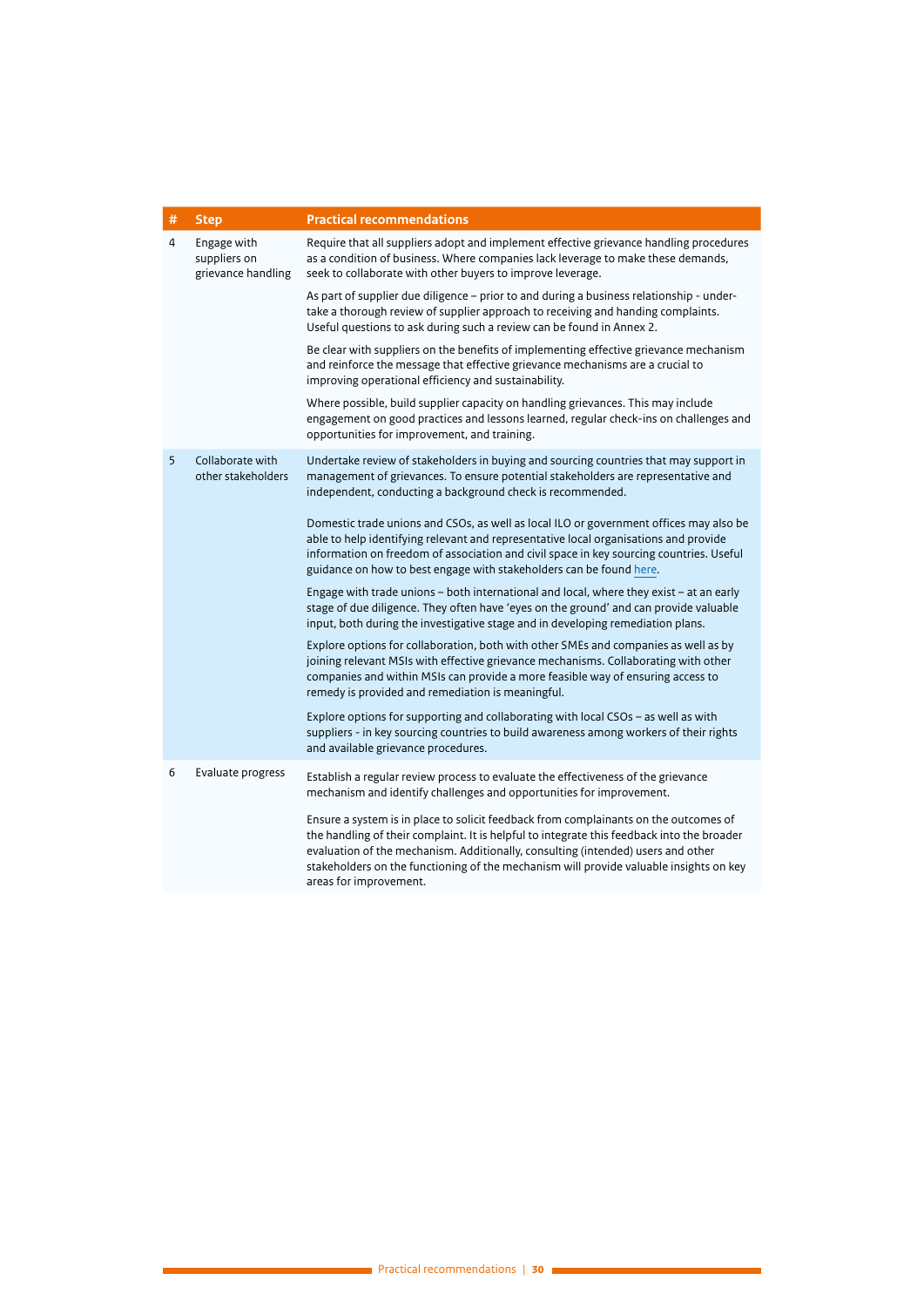| # | Step | Practical recommendations |
|---|---|---|
| 4 | Engage with suppliers on grievance handling | Require that all suppliers adopt and implement effective grievance handling procedures as a condition of business. Where companies lack leverage to make these demands, seek to collaborate with other buyers to improve leverage.<br><br>As part of supplier due diligence – prior to and during a business relationship - under-take a thorough review of supplier approach to receiving and handing complaints. Useful questions to ask during such a review can be found in Annex 2.<br><br>Be clear with suppliers on the benefits of implementing effective grievance mechanism and reinforce the message that effective grievance mechanisms are a crucial to improving operational efficiency and sustainability.<br><br>Where possible, build supplier capacity on handling grievances. This may include engagement on good practices and lessons learned, regular check-ins on challenges and opportunities for improvement, and training. |
| 5 | Collaborate with other stakeholders | Undertake review of stakeholders in buying and sourcing countries that may support in management of grievances. To ensure potential stakeholders are representative and independent, conducting a background check is recommended.<br><br>Domestic trade unions and CSOs, as well as local ILO or government offices may also be able to help identifying relevant and representative local organisations and provide information on freedom of association and civil space in key sourcing countries. Useful guidance on how to best engage with stakeholders can be found here.<br><br>Engage with trade unions – both international and local, where they exist – at an early stage of due diligence. They often have 'eyes on the ground' and can provide valuable input, both during the investigative stage and in developing remediation plans.<br><br>Explore options for collaboration, both with other SMEs and companies as well as by joining relevant MSIs with effective grievance mechanisms. Collaborating with other companies and within MSIs can provide a more feasible way of ensuring access to remedy is provided and remediation is meaningful.<br><br>Explore options for supporting and collaborating with local CSOs – as well as with suppliers - in key sourcing countries to build awareness among workers of their rights and available grievance procedures. |
| 6 | Evaluate progress | Establish a regular review process to evaluate the effectiveness of the grievance mechanism and identify challenges and opportunities for improvement.<br><br>Ensure a system is in place to solicit feedback from complainants on the outcomes of the handling of their complaint. It is helpful to integrate this feedback into the broader evaluation of the mechanism. Additionally, consulting (intended) users and other stakeholders on the functioning of the mechanism will provide valuable insights on key areas for improvement. |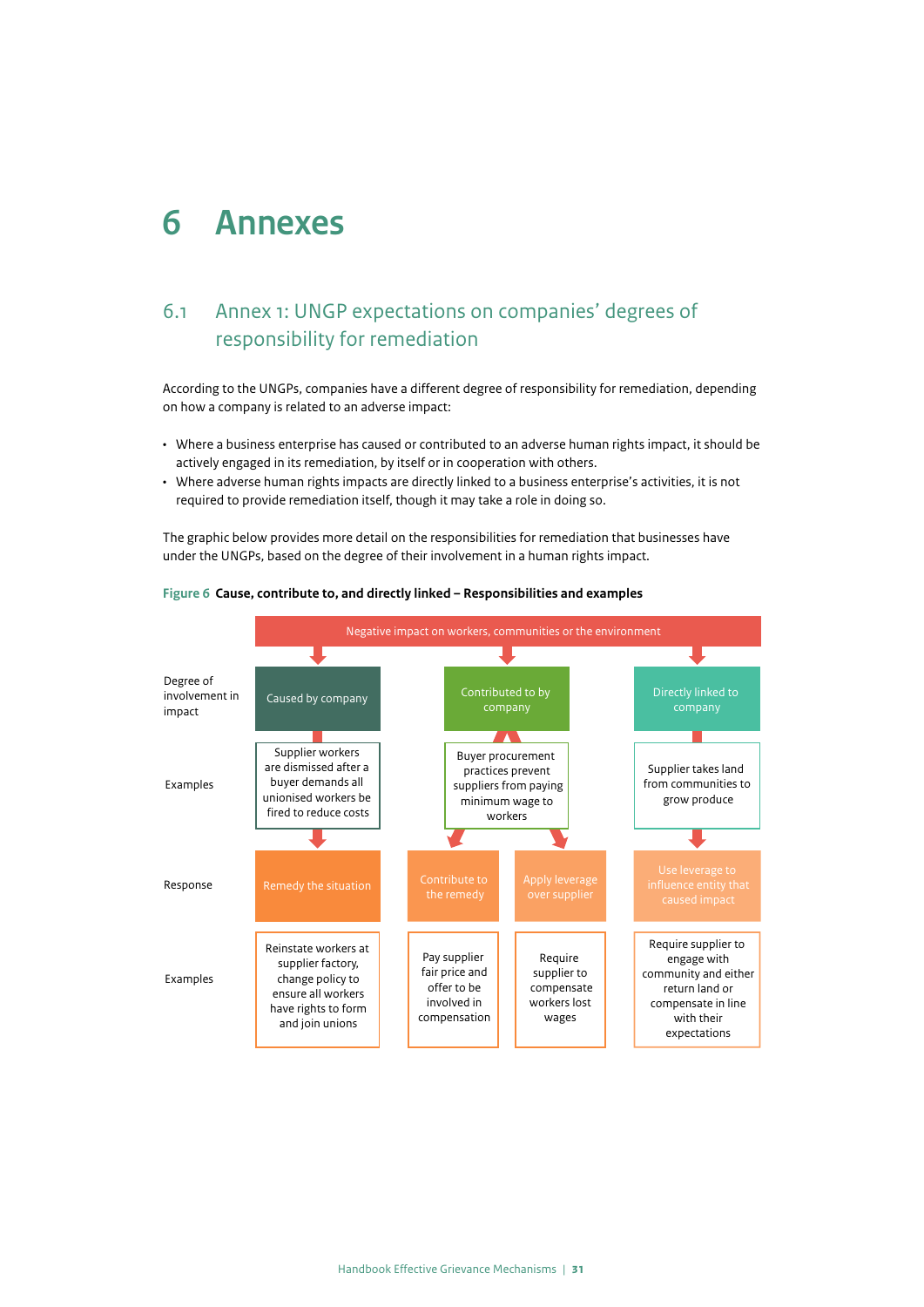# 6 Annexes

## 6.1 Annex 1: UNGP expectations on companies' degrees of responsibility for remediation

According to the UNGPs, companies have a different degree of responsibility for remediation, depending on how a company is related to an adverse impact:

- Where a business enterprise has caused or contributed to an adverse human rights impact, it should be actively engaged in its remediation, by itself or in cooperation with others.
- Where adverse human rights impacts are directly linked to a business enterprise's activities, it is not required to provide remediation itself, though it may take a role in doing so.

The graphic below provides more detail on the responsibilities for remediation that businesses have under the UNGPs, based on the degree of their involvement in a human rights impact.

**Figure 6 Cause, contribute to, and directly linked – Responsibilities and examples**

Negative impact on workers, communities or the environment

| | | | | |
|---|---|---|---|---|
| Degree of involvement in impact | Caused by company | Contributed to by company | | Directly linked to company |
| Examples | Supplier workers are dismissed after a buyer demands all unionised workers be fired to reduce costs | Buyer procurement practices prevent suppliers from paying minimum wage to workers | | Supplier takes land from communities to grow produce |
| Response | Remedy the situation | Contribute to the remedy | Apply leverage over supplier | Use leverage to influence entity that caused impact |
| Examples | Reinstate workers at supplier factory, change policy to ensure all workers have rights to form and join unions | Pay supplier fair price and offer to be involved in compensation | Require supplier to compensate workers lost wages | Require supplier to engage with community and either return land or compensate in line with their expectations |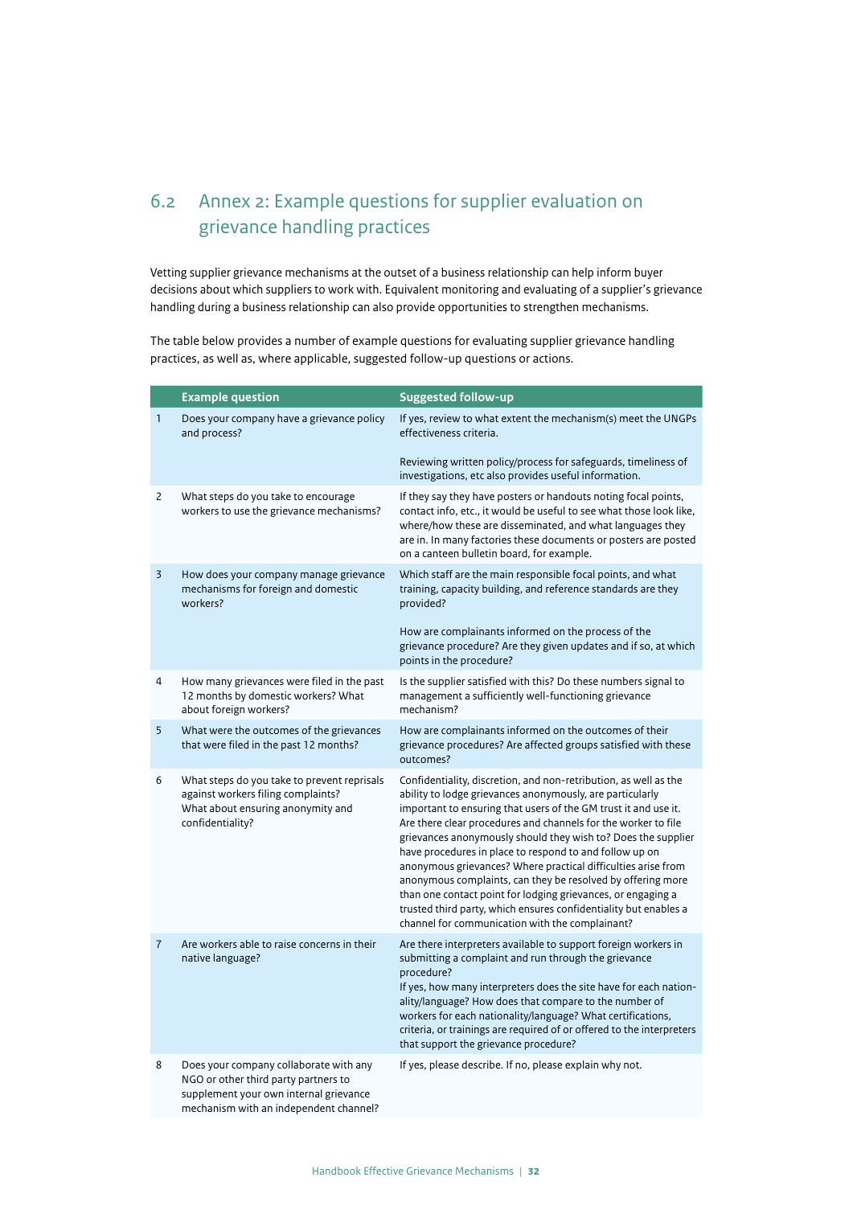## 6.2 Annex 2: Example questions for supplier evaluation on grievance handling practices

Vetting supplier grievance mechanisms at the outset of a business relationship can help inform buyer decisions about which suppliers to work with. Equivalent monitoring and evaluating of a supplier's grievance handling during a business relationship can also provide opportunities to strengthen mechanisms.

The table below provides a number of example questions for evaluating supplier grievance handling practices, as well as, where applicable, suggested follow-up questions or actions.

| | Example question | Suggested follow-up |
|---|---|---|
| 1 | Does your company have a grievance policy and process? | If yes, review to what extent the mechanism(s) meet the UNGPs effectiveness criteria.<br><br>Reviewing written policy/process for safeguards, timeliness of investigations, etc also provides useful information. |
| 2 | What steps do you take to encourage workers to use the grievance mechanisms? | If they say they have posters or handouts noting focal points, contact info, etc., it would be useful to see what those look like, where/how these are disseminated, and what languages they are in. In many factories these documents or posters are posted on a canteen bulletin board, for example. |
| 3 | How does your company manage grievance mechanisms for foreign and domestic workers? | Which staff are the main responsible focal points, and what training, capacity building, and reference standards are they provided?<br><br>How are complainants informed on the process of the grievance procedure? Are they given updates and if so, at which points in the procedure? |
| 4 | How many grievances were filed in the past 12 months by domestic workers? What about foreign workers? | Is the supplier satisfied with this? Do these numbers signal to management a sufficiently well-functioning grievance mechanism? |
| 5 | What were the outcomes of the grievances that were filed in the past 12 months? | How are complainants informed on the outcomes of their grievance procedures? Are affected groups satisfied with these outcomes? |
| 6 | What steps do you take to prevent reprisals against workers filing complaints?<br>What about ensuring anonymity and confidentiality? | Confidentiality, discretion, and non-retribution, as well as the ability to lodge grievances anonymously, are particularly important to ensuring that users of the GM trust it and use it. Are there clear procedures and channels for the worker to file grievances anonymously should they wish to? Does the supplier have procedures in place to respond to and follow up on anonymous grievances? Where practical difficulties arise from anonymous complaints, can they be resolved by offering more than one contact point for lodging grievances, or engaging a trusted third party, which ensures confidentiality but enables a channel for communication with the complainant? |
| 7 | Are workers able to raise concerns in their native language? | Are there interpreters available to support foreign workers in submitting a complaint and run through the grievance procedure?<br>If yes, how many interpreters does the site have for each nationality/language? How does that compare to the number of workers for each nationality/language? What certifications, criteria, or trainings are required of or offered to the interpreters that support the grievance procedure? |
| 8 | Does your company collaborate with any NGO or other third party partners to supplement your own internal grievance mechanism with an independent channel? | If yes, please describe. If no, please explain why not. |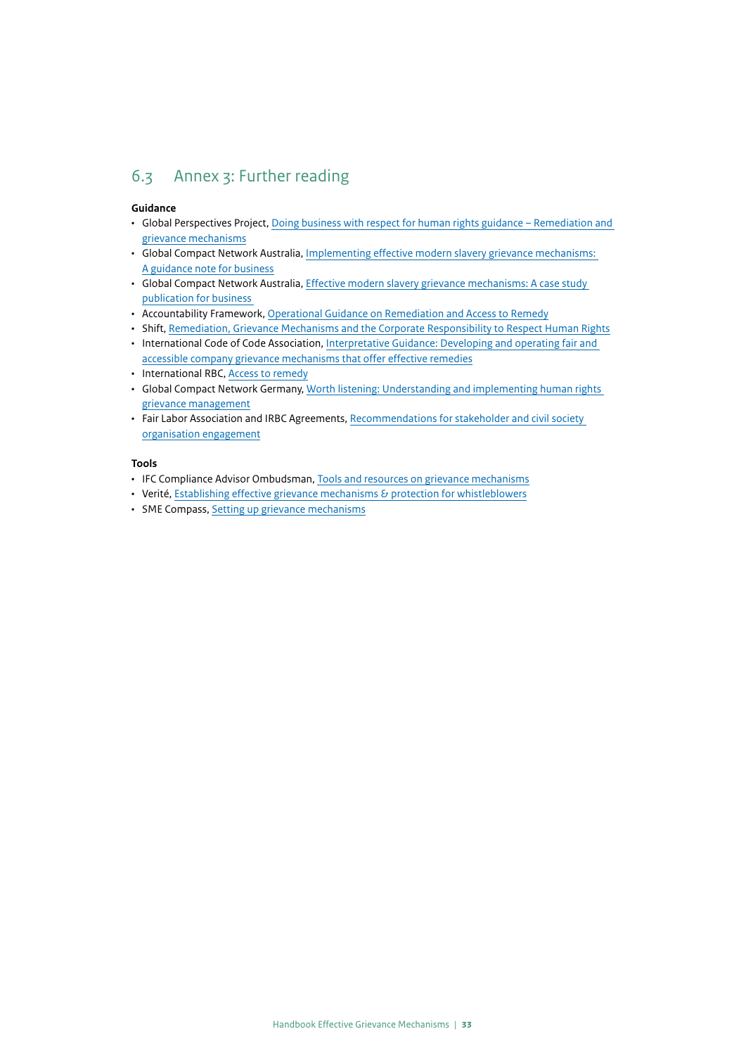## 6.3 Annex 3: Further reading

**Guidance**

- Global Perspectives Project, Doing business with respect for human rights guidance – Remediation and grievance mechanisms
- Global Compact Network Australia, Implementing effective modern slavery grievance mechanisms: A guidance note for business
- Global Compact Network Australia, Effective modern slavery grievance mechanisms: A case study publication for business
- Accountability Framework, Operational Guidance on Remediation and Access to Remedy
- Shift, Remediation, Grievance Mechanisms and the Corporate Responsibility to Respect Human Rights
- International Code of Code Association, Interpretative Guidance: Developing and operating fair and accessible company grievance mechanisms that offer effective remedies
- International RBC, Access to remedy
- Global Compact Network Germany, Worth listening: Understanding and implementing human rights grievance management
- Fair Labor Association and IRBC Agreements, Recommendations for stakeholder and civil society organisation engagement

**Tools**

- IFC Compliance Advisor Ombudsman, Tools and resources on grievance mechanisms
- Verité, Establishing effective grievance mechanisms & protection for whistleblowers
- SME Compass, Setting up grievance mechanisms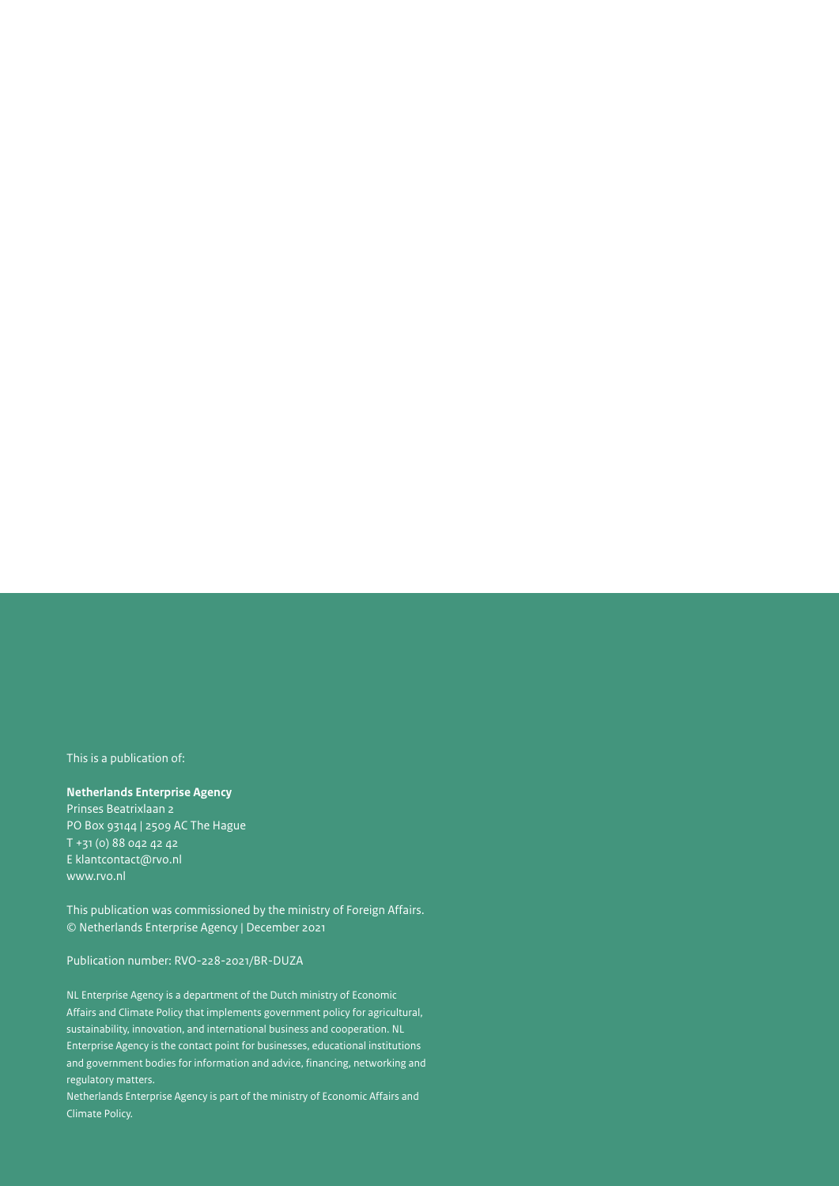This is a publication of:

**Netherlands Enterprise Agency**
Prinses Beatrixlaan 2
PO Box 93144 | 2509 AC The Hague
T +31 (0) 88 042 42 42
E klantcontact@rvo.nl
www.rvo.nl

This publication was commissioned by the ministry of Foreign Affairs.
© Netherlands Enterprise Agency | December 2021

Publication number: RVO-228-2021/BR-DUZA

NL Enterprise Agency is a department of the Dutch ministry of Economic Affairs and Climate Policy that implements government policy for agricultural, sustainability, innovation, and international business and cooperation. NL Enterprise Agency is the contact point for businesses, educational institutions and government bodies for information and advice, financing, networking and regulatory matters.
Netherlands Enterprise Agency is part of the ministry of Economic Affairs and Climate Policy.